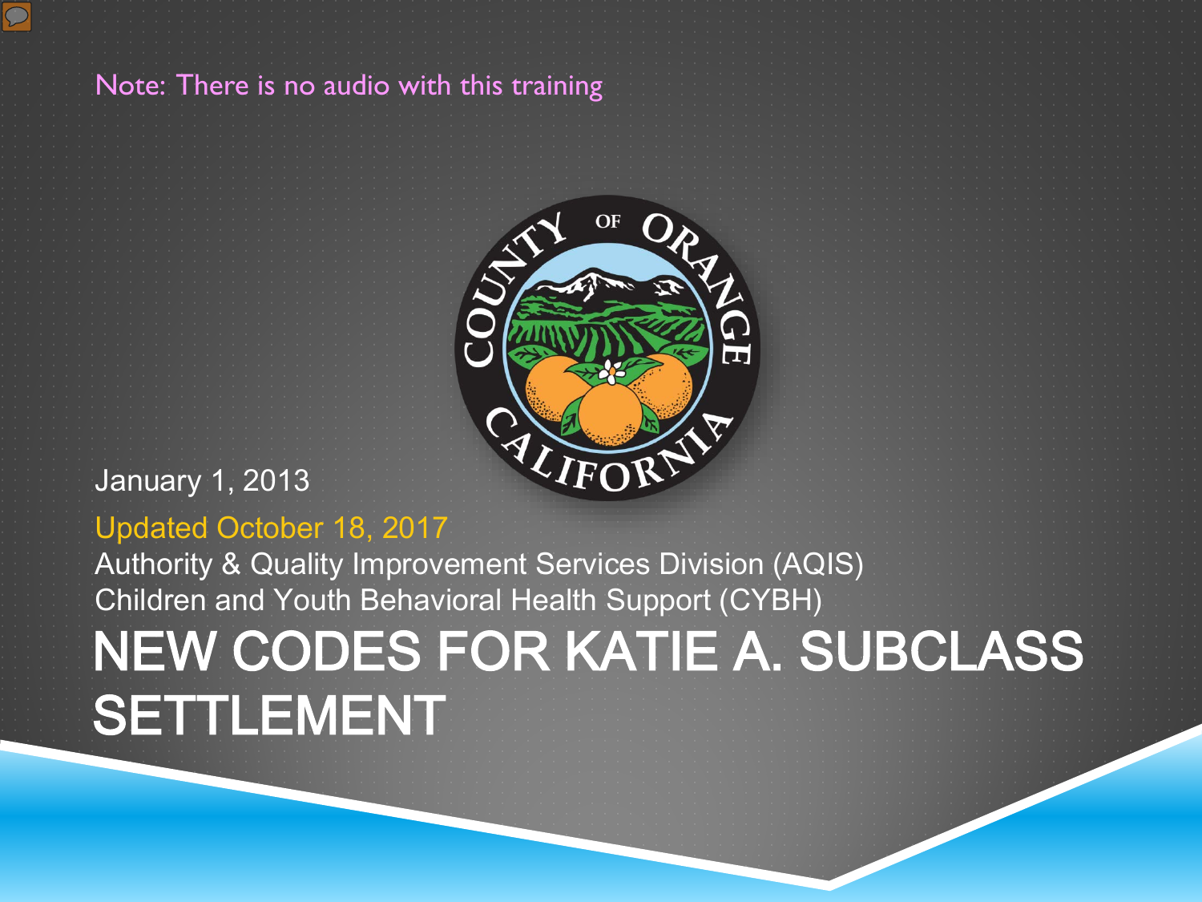Note: There is no audio with this training

January 1, 2013

Updated October 18, 2017

Authority & Quality Improvement Services Division (AQIS)

Children and Youth Behavioral Health Support (CYBH)

# NEW CODES FOR KATIE A. SUBCLASS SETTLEMENT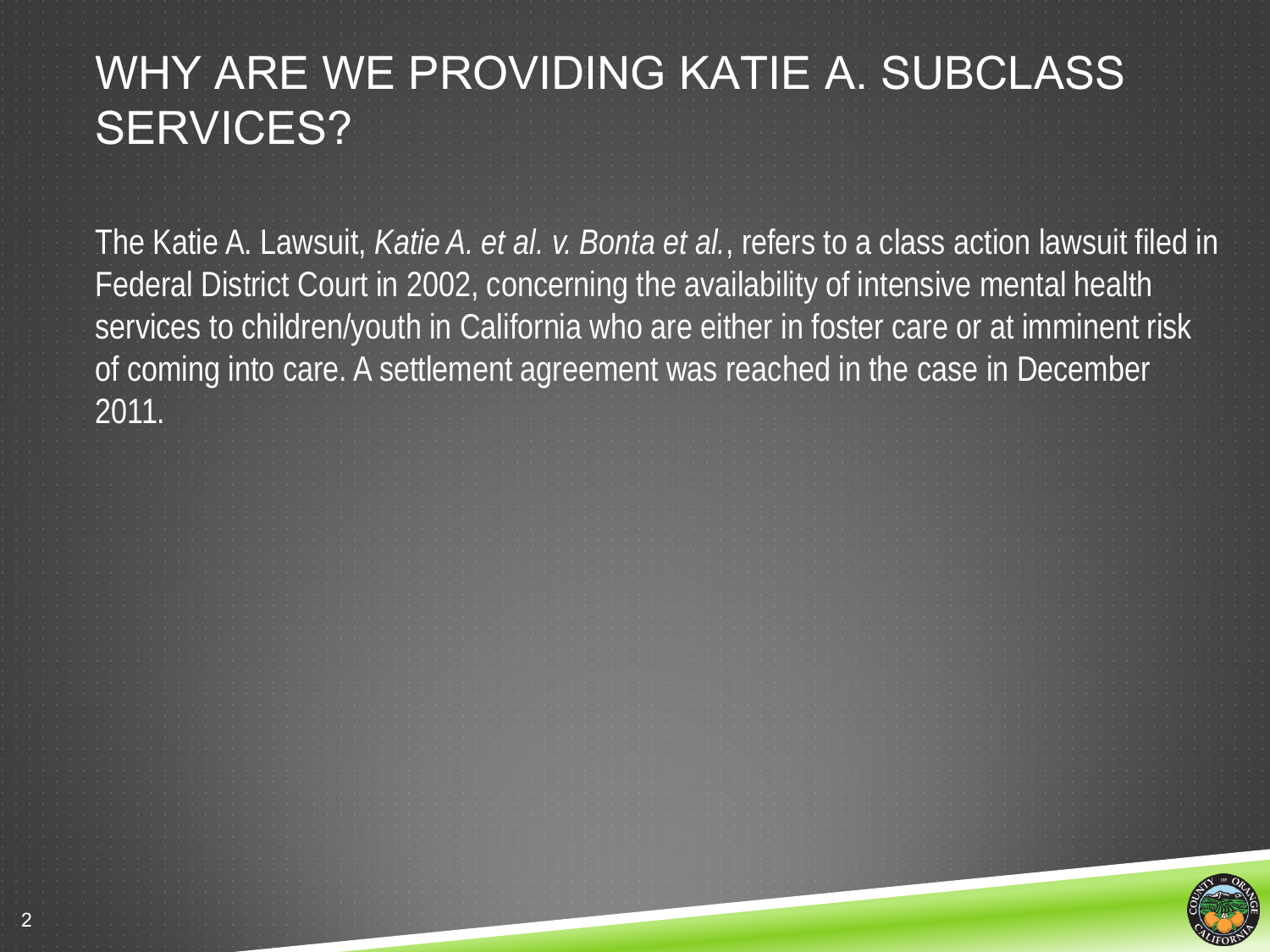# WHY ARE WE PROVIDING KATIE A. SUBCLASS SERVICES?

The Katie A. Lawsuit, *Katie A. et al. v. Bonta et al.*, refers to a class action lawsuit filed in Federal District Court in 2002, concerning the availability of intensive mental health services to children/youth in California who are either in foster care or at imminent risk of coming into care. A settlement agreement was reached in the case in December 2011.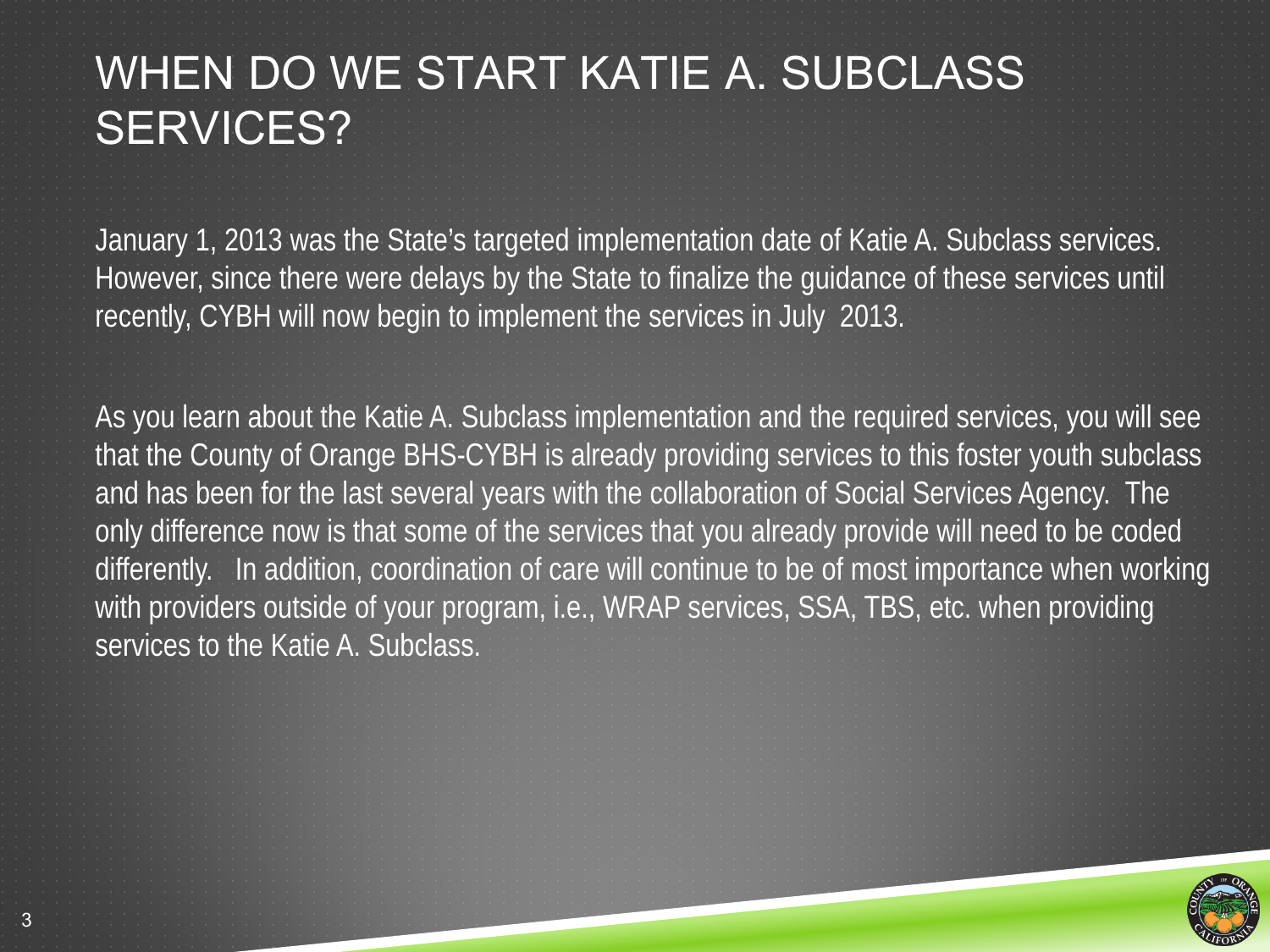# WHEN DO WE START KATIE A. SUBCLASS SERVICES?

January 1, 2013 was the State's targeted implementation date of Katie A. Subclass services. However, since there were delays by the State to finalize the guidance of these services until recently, CYBH will now begin to implement the services in July 2013.

As you learn about the Katie A. Subclass implementation and the required services, you will see that the County of Orange BHS-CYBH is already providing services to this foster youth subclass and has been for the last several years with the collaboration of Social Services Agency. The only difference now is that some of the services that you already provide will need to be coded differently. In addition, coordination of care will continue to be of most importance when working with providers outside of your program, i.e., WRAP services, SSA, TBS, etc. when providing services to the Katie A. Subclass.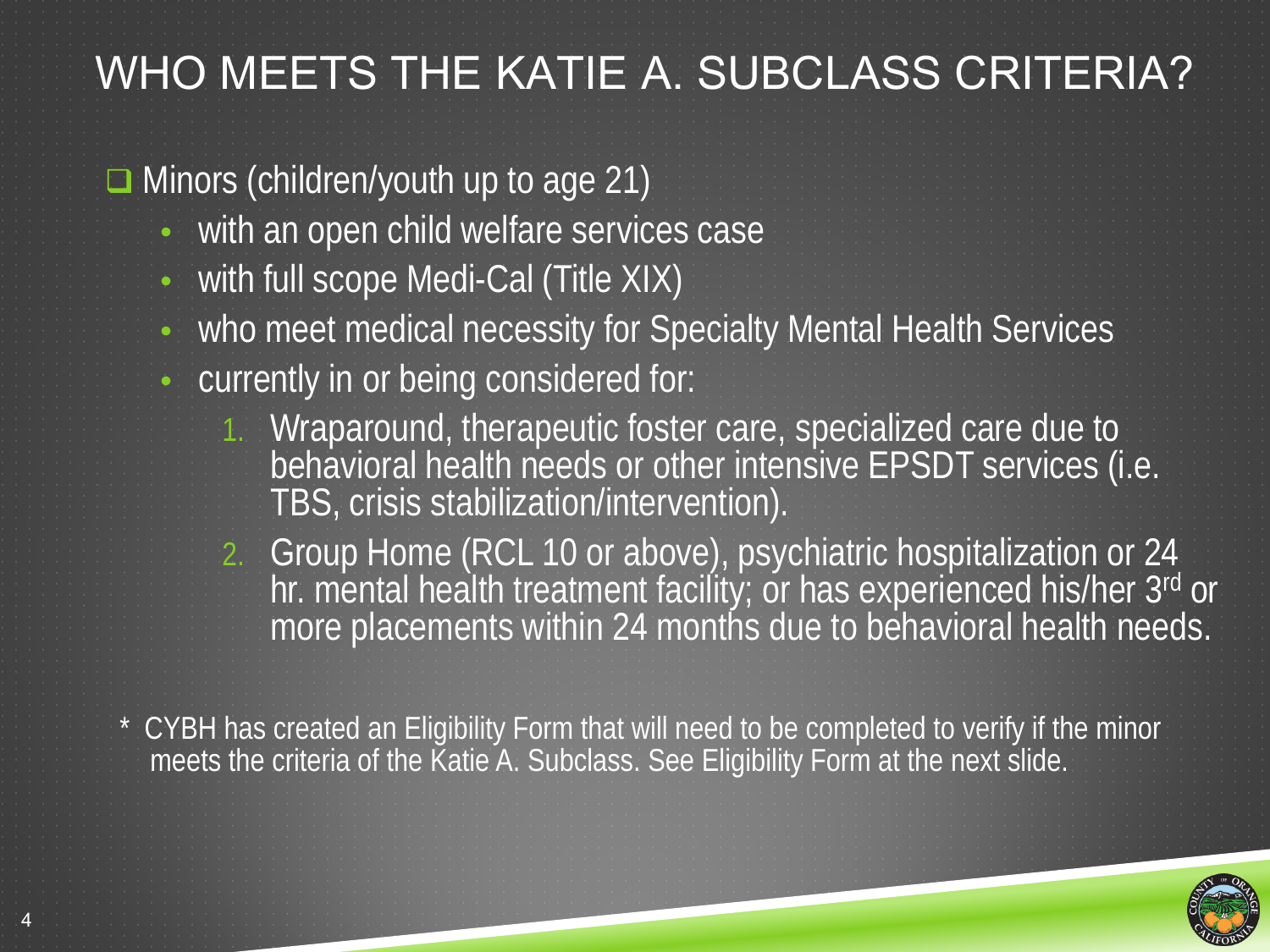# WHO MEETS THE KATIE A. SUBCLASS CRITERIA?

- Minors (children/youth up to age 21)
  - with an open child welfare services case
  - with full scope Medi-Cal (Title XIX)
  - who meet medical necessity for Specialty Mental Health Services
  - currently in or being considered for:
    1. Wraparound, therapeutic foster care, specialized care due to behavioral health needs or other intensive EPSDT services (i.e. TBS, crisis stabilization/intervention).
    2. Group Home (RCL 10 or above), psychiatric hospitalization or 24 hr. mental health treatment facility; or has experienced his/her 3rd or more placements within 24 months due to behavioral health needs.

* CYBH has created an Eligibility Form that will need to be completed to verify if the minor meets the criteria of the Katie A. Subclass. See Eligibility Form at the next slide.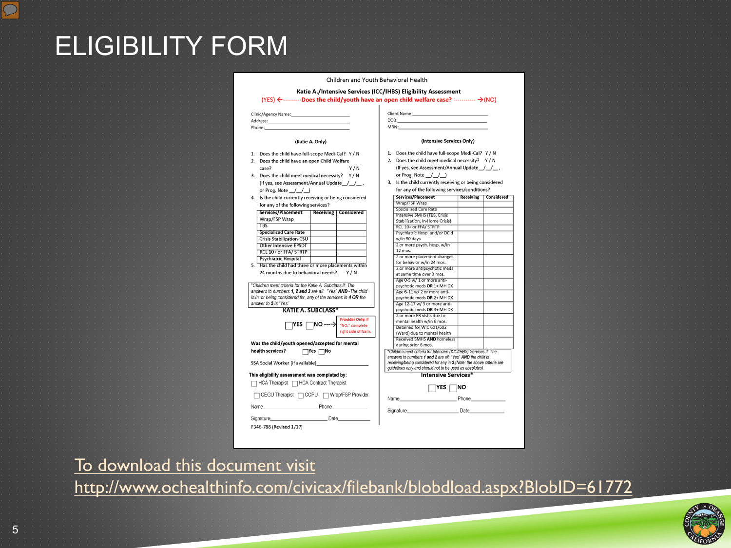# ELIGIBILITY FORM

Children and Youth Behavioral Health

**Katie A./Intensive Services (ICC/IHBS) Eligibility Assessment**

(YES) ←---------Does the child/youth have an open child welfare case? ----------→ (NO)

Clinic/Agency Name:\_\_\_\_\_\_\_\_\_\_\_\_\_\_\_\_\_\_\_\_
Address:\_\_\_\_\_\_\_\_\_\_\_\_\_\_\_\_\_\_\_\_
Phone:\_\_\_\_\_\_\_\_\_\_\_\_\_\_\_\_\_\_\_\_

**(Katie A. Only)**

1. Does the child have full-scope Medi-Cal? Y / N
2. Does the child have an open Child Welfare case? Y / N
3. Does the child meet medical necessity? Y / N
   (If yes, see Assessment/Annual Update\_\_/\_\_/\_\_, or Prog. Note \_\_/\_\_/\_\_)
4. Is the child currently receiving or being considered for any of the following services?

| Services/Placement | Receiving | Considered |
|---|---|---|
| Wrap/FSP Wrap | | |
| TBS | | |
| Specialized Care Rate | | |
| Crisis Stabilization-CSU | | |
| Other Intensive EPSDT | | |
| RCL 10+ or FFA/ STRTP | | |
| Psychiatric Hospital | | |

5. Has the child had three or more placements within 24 months due to behavioral needs? Y / N

*\*Children meet criteria for the Katie A. Subclass if: The answers to numbers **1, 2 and 3** are all: "Yes" **AND** - The child is in, or being considered for, any of the services in **4 OR** the answer to **5** is "Yes"*

**KATIE A. SUBCLASS\***

☐ YES ☐ NO ---→ Provider Only: If "NO," complete right side of form.

**Was the child/youth opened/accepted for mental health services?** ☐ Yes ☐ No

SSA Social Worker (if available)\_\_\_\_\_\_\_\_\_\_\_\_\_\_\_\_\_\_\_\_

**This eligibility assessment was completed by:**

☐ HCA Therapist ☐ HCA Contract Therapist

☐ CEGU Therapist ☐ CCPU ☐ Wrap/FSP Provider

Name\_\_\_\_\_\_\_\_\_\_\_\_\_\_\_\_\_\_\_\_ Phone\_\_\_\_\_\_\_\_\_\_\_\_

Signature\_\_\_\_\_\_\_\_\_\_\_\_\_\_\_\_\_\_\_\_ Date\_\_\_\_\_\_\_\_\_\_\_\_

F346-788 (Revised 1/17)

Client Name:\_\_\_\_\_\_\_\_\_\_\_\_\_\_\_\_\_\_\_\_
DOB:\_\_\_\_\_\_\_\_\_\_\_\_\_\_\_\_\_\_\_\_
MRN:\_\_\_\_\_\_\_\_\_\_\_\_\_\_\_\_\_\_\_\_

**(Intensive Services Only)**

1. Does the child have full-scope Medi-Cal? Y / N
2. Does the child meet medical necessity? Y / N
   (If yes, see Assessment/Annual Update\_\_/\_\_/\_\_, or Prog. Note \_\_/\_\_/\_\_)
3. Is the child currently receiving or being considered for any of the following services/conditions?

| Services/Placement | Receiving | Considered |
|---|---|---|
| Wrap/FSP Wrap | | |
| Specialized Care Rate | | |
| Intensive SMHS (TBS, Crisis Stabilization, In-Home Crisis) | | |
| RCL 10+ or FFA/ STRTP | | |
| Psychiatric Hosp. and/or DC'd w/in 90 days | | |
| 2 or more psych. hosp. w/in 12 mos. | | |
| 2 or more placement changes for behavior w/in 24 mos. | | |
| 2 or more antipsychotic meds at same time over 3 mos. | | |
| Age 0-5 w/ 1 or more anti-psychotic meds **OR** 1+ MH DX | | |
| Age 6-11 w/ 2 or more anti-psychotic meds **OR** 2+ MH DX | | |
| Age 12-17 w/ 3 or more anti-psychotic meds **OR** 3+ MH DX | | |
| 2 or more ER visits due to mental health w/in 6 mos. | | |
| Detained for WIC 601/602 (Ward) due to mental health | | |
| Received SMHS **AND** homeless during prior 6 mos. | | |

*\*Children meet criteria for Intensive (ICC/IHBS) Services if: The answers to numbers **1** and **2** are all: "Yes" **AND** the child is receiving/being considered for any in **3**.(Note: the above criteria are guidelines only and should not to be used as absolutes).*

**Intensive Services\***

☐ YES ☐ NO

Name\_\_\_\_\_\_\_\_\_\_\_\_\_\_\_\_\_\_\_\_ Phone\_\_\_\_\_\_\_\_\_\_\_\_

Signature\_\_\_\_\_\_\_\_\_\_\_\_\_\_\_\_\_\_\_\_ Date\_\_\_\_\_\_\_\_\_\_\_\_

To download this document visit
http://www.ochealthinfo.com/civicax/filebank/blobdload.aspx?BlobID=61772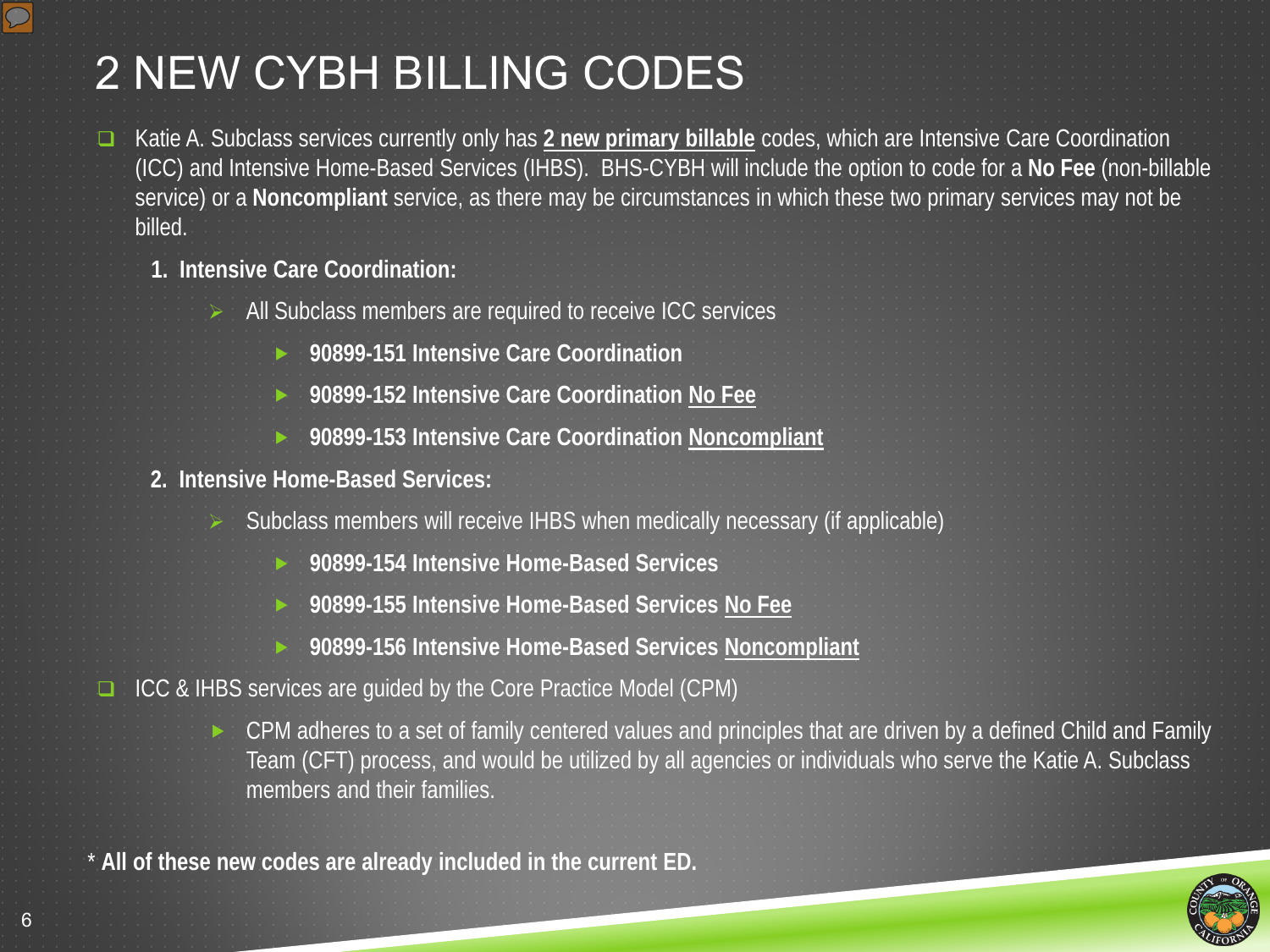# 2 NEW CYBH BILLING CODES

- Katie A. Subclass services currently only has **2 new primary billable** codes, which are Intensive Care Coordination (ICC) and Intensive Home-Based Services (IHBS). BHS-CYBH will include the option to code for a **No Fee** (non-billable service) or a **Noncompliant** service, as there may be circumstances in which these two primary services may not be billed.

  1. **Intensive Care Coordination:**
     - All Subclass members are required to receive ICC services
       - **90899-151 Intensive Care Coordination**
       - **90899-152 Intensive Care Coordination No Fee**
       - **90899-153 Intensive Care Coordination Noncompliant**
  2. **Intensive Home-Based Services:**
     - Subclass members will receive IHBS when medically necessary (if applicable)
       - **90899-154 Intensive Home-Based Services**
       - **90899-155 Intensive Home-Based Services No Fee**
       - **90899-156 Intensive Home-Based Services Noncompliant**

- ICC & IHBS services are guided by the Core Practice Model (CPM)
  - CPM adheres to a set of family centered values and principles that are driven by a defined Child and Family Team (CFT) process, and would be utilized by all agencies or individuals who serve the Katie A. Subclass members and their families.

\* **All of these new codes are already included in the current ED.**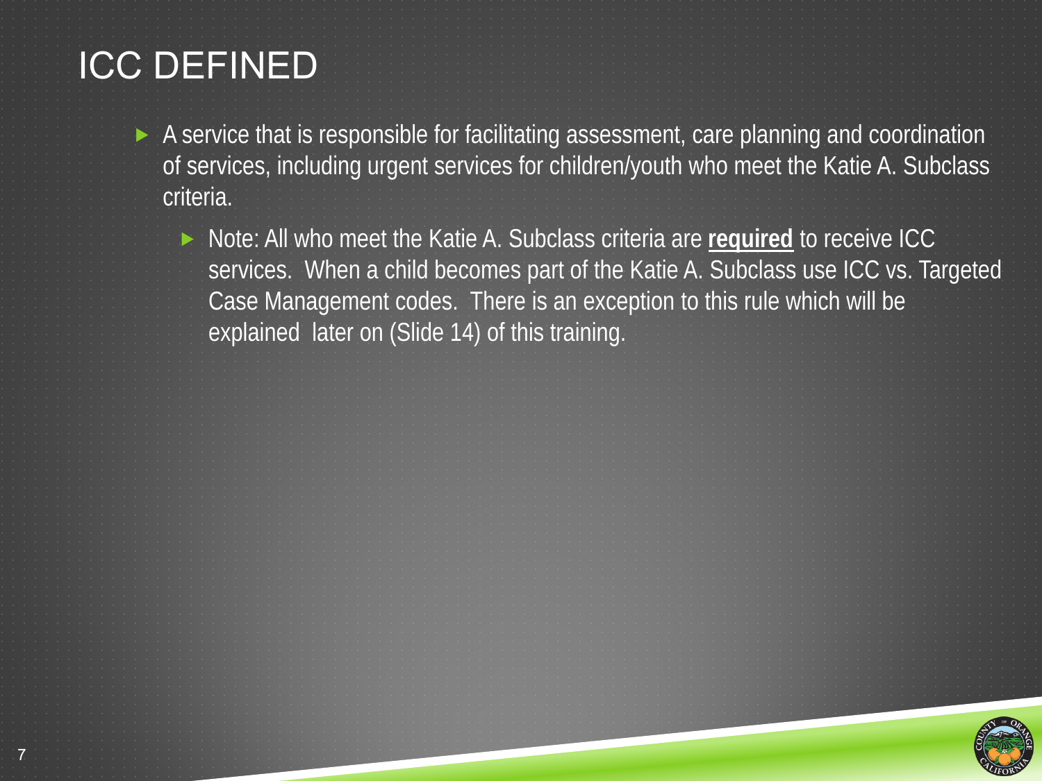# ICC DEFINED

- A service that is responsible for facilitating assessment, care planning and coordination of services, including urgent services for children/youth who meet the Katie A. Subclass criteria.
  - Note: All who meet the Katie A. Subclass criteria are <u>**required**</u> to receive ICC services. When a child becomes part of the Katie A. Subclass use ICC vs. Targeted Case Management codes. There is an exception to this rule which will be explained later on (Slide 14) of this training.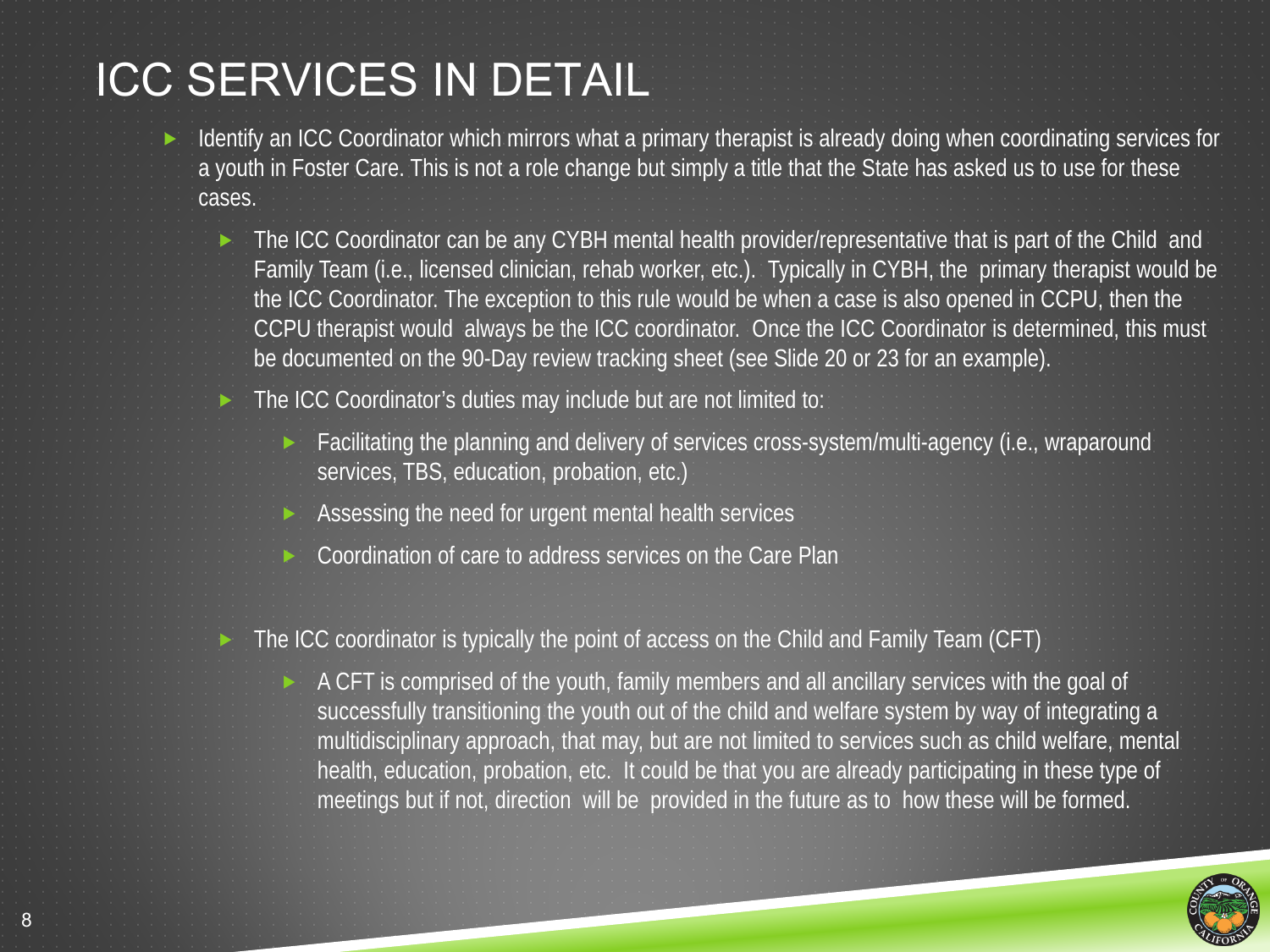# ICC SERVICES IN DETAIL

- Identify an ICC Coordinator which mirrors what a primary therapist is already doing when coordinating services for a youth in Foster Care. This is not a role change but simply a title that the State has asked us to use for these cases.
  - The ICC Coordinator can be any CYBH mental health provider/representative that is part of the Child and Family Team (i.e., licensed clinician, rehab worker, etc.). Typically in CYBH, the primary therapist would be the ICC Coordinator. The exception to this rule would be when a case is also opened in CCPU, then the CCPU therapist would always be the ICC coordinator. Once the ICC Coordinator is determined, this must be documented on the 90-Day review tracking sheet (see Slide 20 or 23 for an example).
  - The ICC Coordinator's duties may include but are not limited to:
    - Facilitating the planning and delivery of services cross-system/multi-agency (i.e., wraparound services, TBS, education, probation, etc.)
    - Assessing the need for urgent mental health services
    - Coordination of care to address services on the Care Plan
  - The ICC coordinator is typically the point of access on the Child and Family Team (CFT)
    - A CFT is comprised of the youth, family members and all ancillary services with the goal of successfully transitioning the youth out of the child and welfare system by way of integrating a multidisciplinary approach, that may, but are not limited to services such as child welfare, mental health, education, probation, etc. It could be that you are already participating in these type of meetings but if not, direction will be provided in the future as to how these will be formed.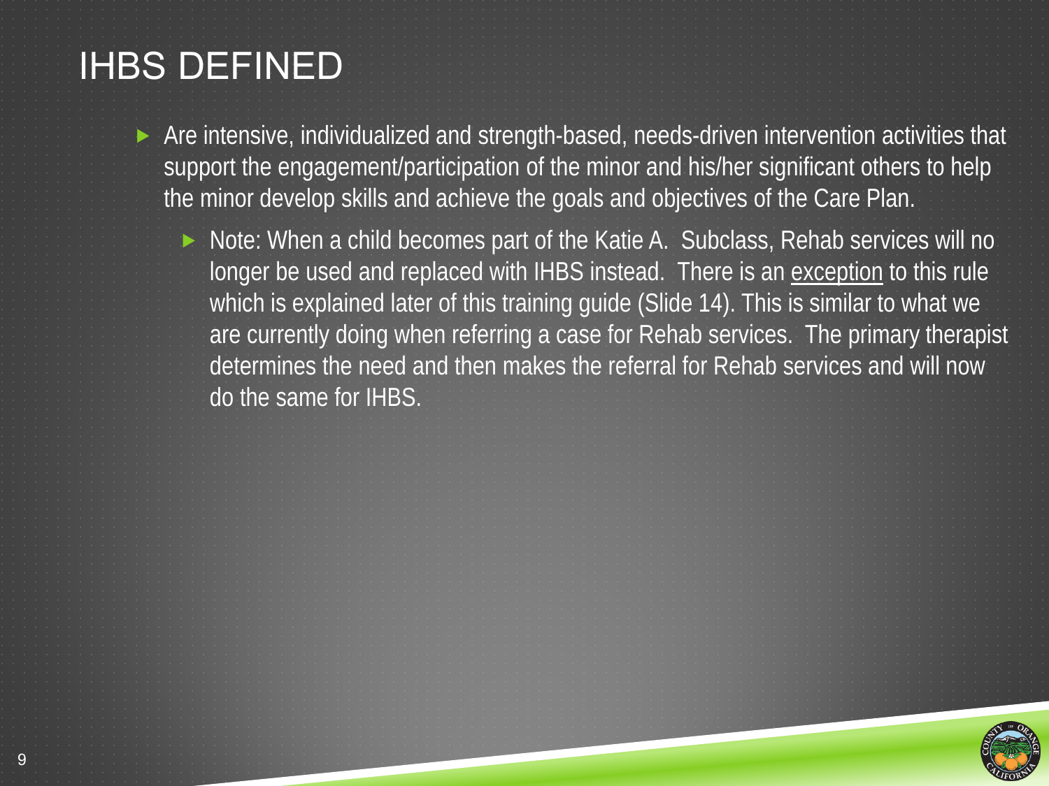# IHBS DEFINED

- Are intensive, individualized and strength-based, needs-driven intervention activities that support the engagement/participation of the minor and his/her significant others to help the minor develop skills and achieve the goals and objectives of the Care Plan.
  - Note: When a child becomes part of the Katie A. Subclass, Rehab services will no longer be used and replaced with IHBS instead. There is an exception to this rule which is explained later of this training guide (Slide 14). This is similar to what we are currently doing when referring a case for Rehab services. The primary therapist determines the need and then makes the referral for Rehab services and will now do the same for IHBS.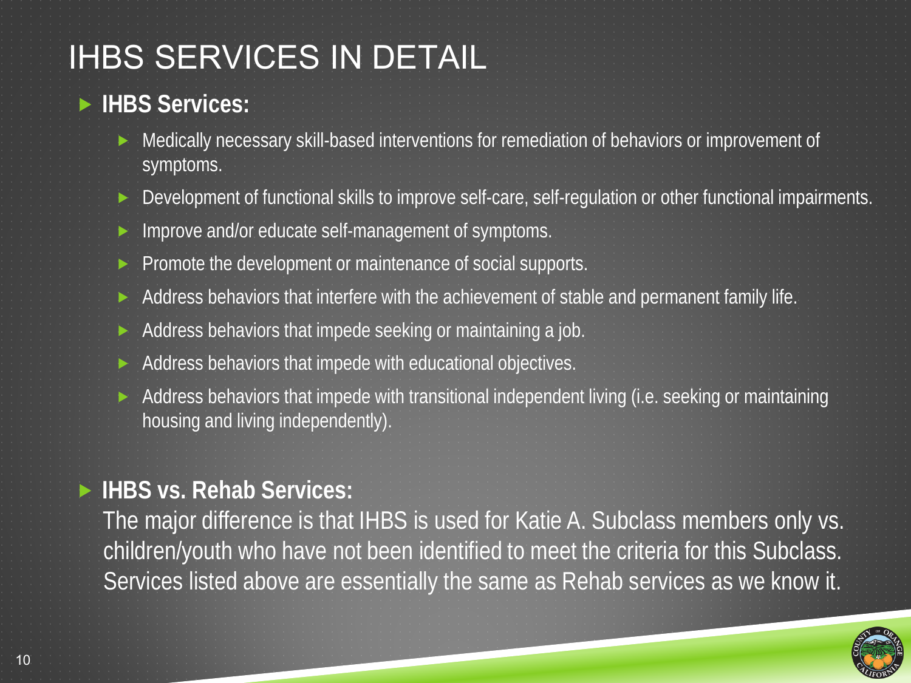# IHBS SERVICES IN DETAIL

- **IHBS Services:**
  - Medically necessary skill-based interventions for remediation of behaviors or improvement of symptoms.
  - Development of functional skills to improve self-care, self-regulation or other functional impairments.
  - Improve and/or educate self-management of symptoms.
  - Promote the development or maintenance of social supports.
  - Address behaviors that interfere with the achievement of stable and permanent family life.
  - Address behaviors that impede seeking or maintaining a job.
  - Address behaviors that impede with educational objectives.
  - Address behaviors that impede with transitional independent living (i.e. seeking or maintaining housing and living independently).

- **IHBS vs. Rehab Services:**

  The major difference is that IHBS is used for Katie A. Subclass members only vs. children/youth who have not been identified to meet the criteria for this Subclass. Services listed above are essentially the same as Rehab services as we know it.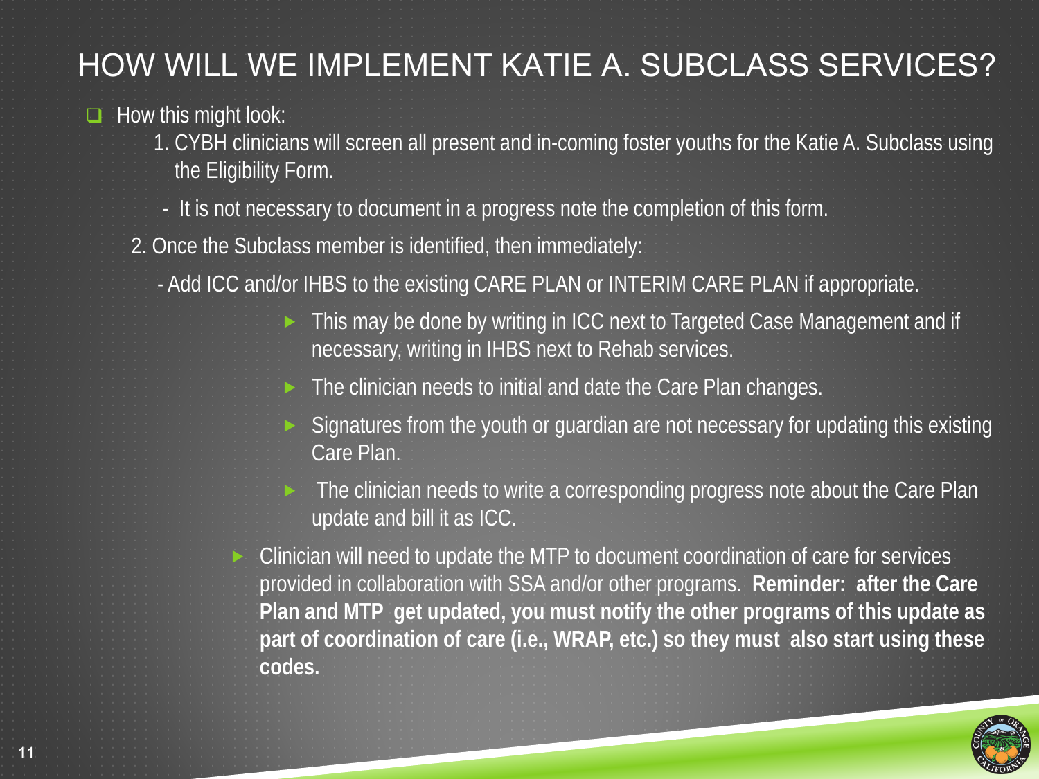# HOW WILL WE IMPLEMENT KATIE A. SUBCLASS SERVICES?

- How this might look:
  1. CYBH clinicians will screen all present and in-coming foster youths for the Katie A. Subclass using the Eligibility Form.
     - It is not necessary to document in a progress note the completion of this form.
  2. Once the Subclass member is identified, then immediately:
     - Add ICC and/or IHBS to the existing CARE PLAN or INTERIM CARE PLAN if appropriate.
       - This may be done by writing in ICC next to Targeted Case Management and if necessary, writing in IHBS next to Rehab services.
       - The clinician needs to initial and date the Care Plan changes.
       - Signatures from the youth or guardian are not necessary for updating this existing Care Plan.
       - The clinician needs to write a corresponding progress note about the Care Plan update and bill it as ICC.
     - Clinician will need to update the MTP to document coordination of care for services provided in collaboration with SSA and/or other programs. **Reminder: after the Care Plan and MTP get updated, you must notify the other programs of this update as part of coordination of care (i.e., WRAP, etc.) so they must also start using these codes.**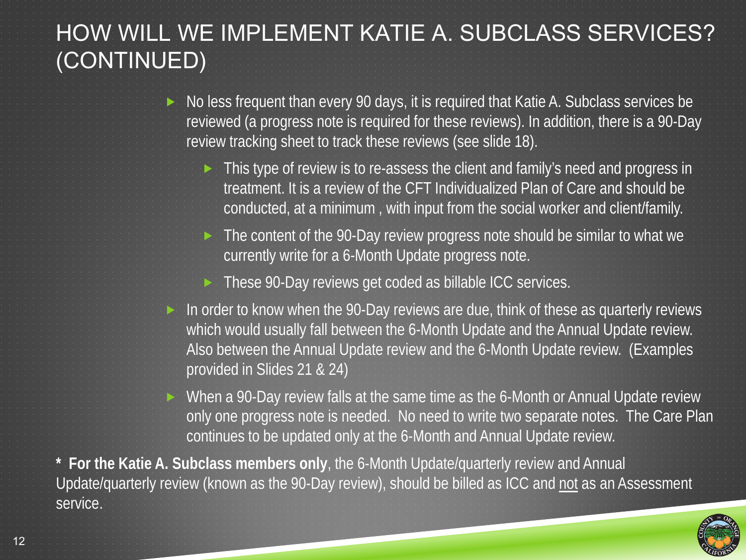# HOW WILL WE IMPLEMENT KATIE A. SUBCLASS SERVICES? (CONTINUED)

- No less frequent than every 90 days, it is required that Katie A. Subclass services be reviewed (a progress note is required for these reviews). In addition, there is a 90-Day review tracking sheet to track these reviews (see slide 18).
  - This type of review is to re-assess the client and family's need and progress in treatment. It is a review of the CFT Individualized Plan of Care and should be conducted, at a minimum , with input from the social worker and client/family.
  - The content of the 90-Day review progress note should be similar to what we currently write for a 6-Month Update progress note.
  - These 90-Day reviews get coded as billable ICC services.
- In order to know when the 90-Day reviews are due, think of these as quarterly reviews which would usually fall between the 6-Month Update and the Annual Update review. Also between the Annual Update review and the 6-Month Update review. (Examples provided in Slides 21 & 24)
- When a 90-Day review falls at the same time as the 6-Month or Annual Update review only one progress note is needed. No need to write two separate notes. The Care Plan continues to be updated only at the 6-Month and Annual Update review.

**\* For the Katie A. Subclass members only**, the 6-Month Update/quarterly review and Annual Update/quarterly review (known as the 90-Day review), should be billed as ICC and not as an Assessment service.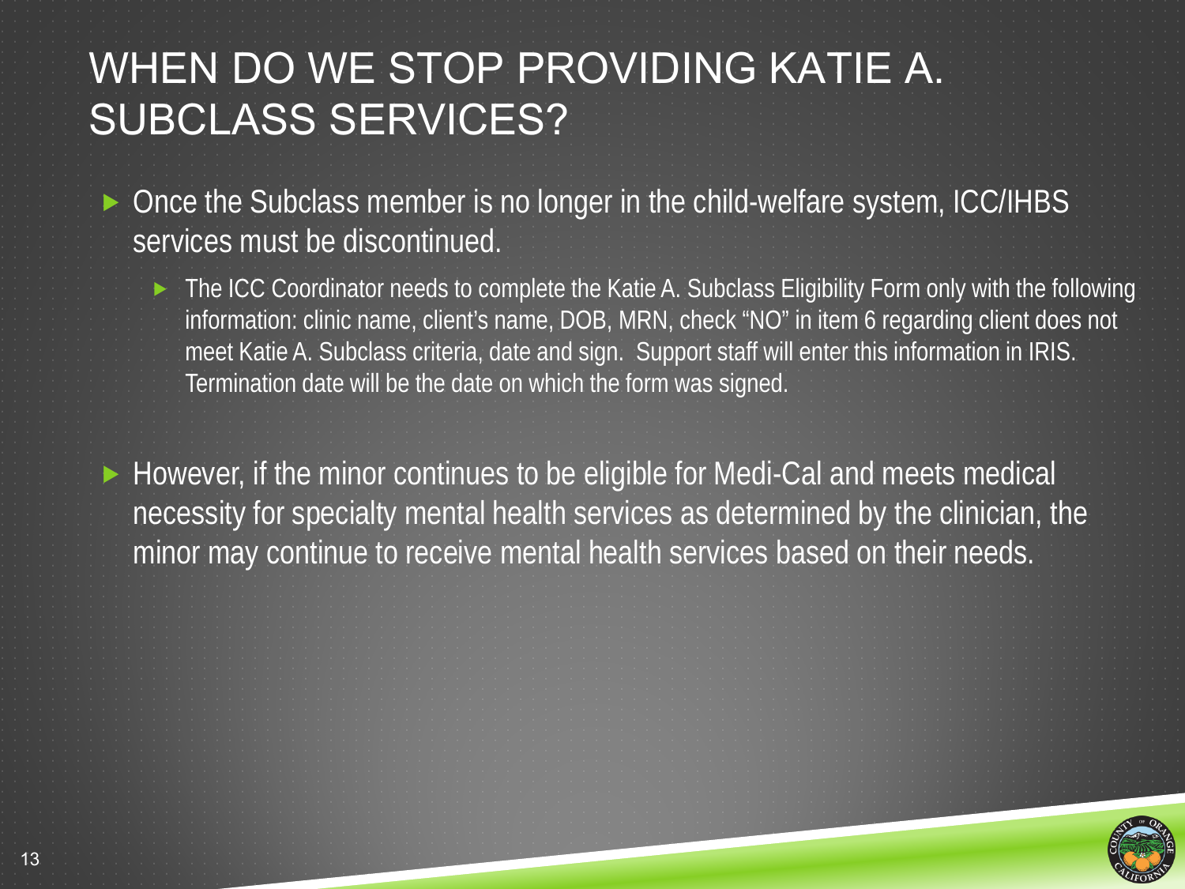# WHEN DO WE STOP PROVIDING KATIE A. SUBCLASS SERVICES?

- Once the Subclass member is no longer in the child-welfare system, ICC/IHBS services must be discontinued.
  - The ICC Coordinator needs to complete the Katie A. Subclass Eligibility Form only with the following information: clinic name, client's name, DOB, MRN, check "NO" in item 6 regarding client does not meet Katie A. Subclass criteria, date and sign. Support staff will enter this information in IRIS. Termination date will be the date on which the form was signed.

- However, if the minor continues to be eligible for Medi-Cal and meets medical necessity for specialty mental health services as determined by the clinician, the minor may continue to receive mental health services based on their needs.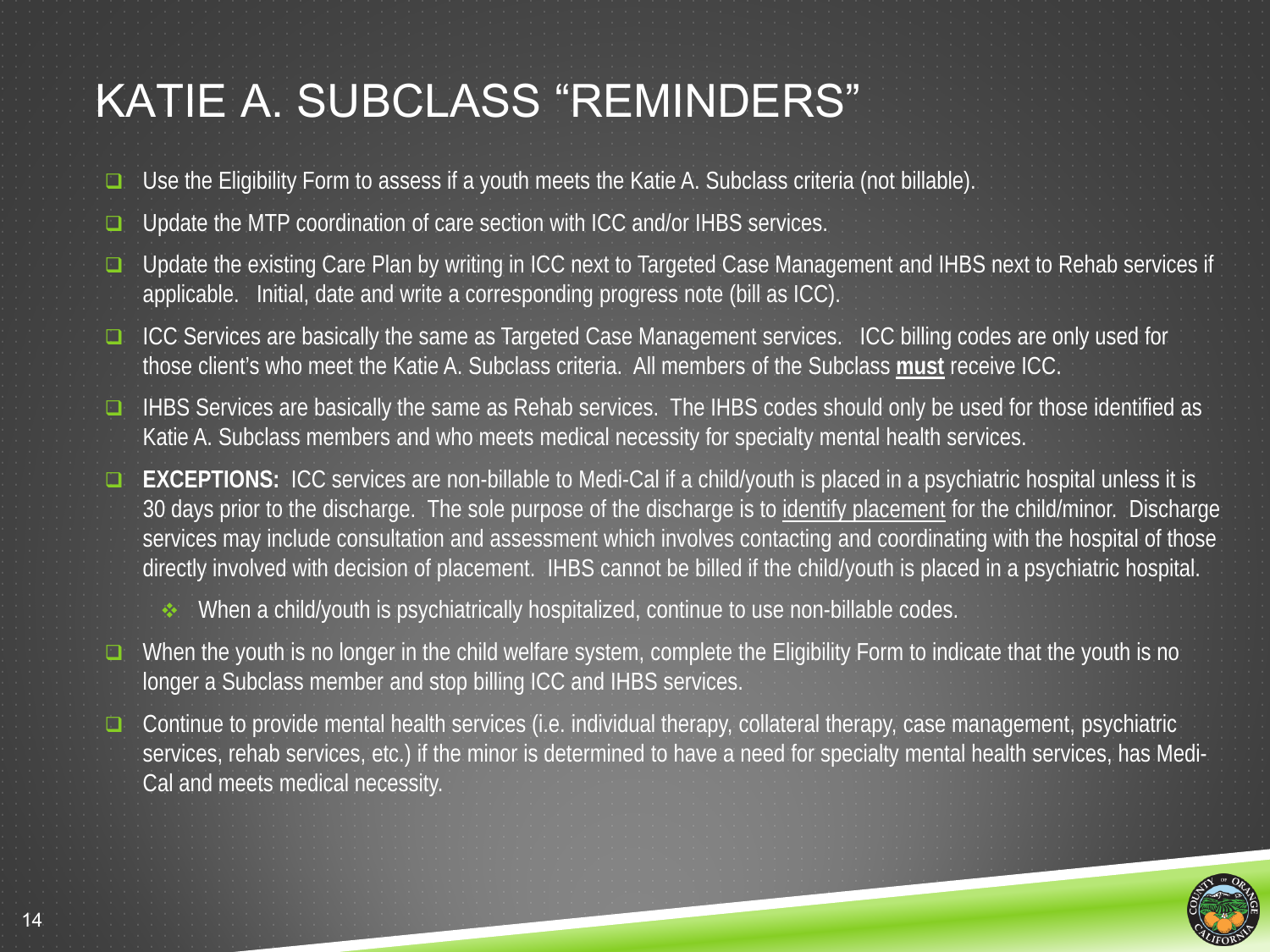# KATIE A. SUBCLASS "REMINDERS"

- Use the Eligibility Form to assess if a youth meets the Katie A. Subclass criteria (not billable).
- Update the MTP coordination of care section with ICC and/or IHBS services.
- Update the existing Care Plan by writing in ICC next to Targeted Case Management and IHBS next to Rehab services if applicable. Initial, date and write a corresponding progress note (bill as ICC).
- ICC Services are basically the same as Targeted Case Management services. ICC billing codes are only used for those client's who meet the Katie A. Subclass criteria. All members of the Subclass **must** receive ICC.
- IHBS Services are basically the same as Rehab services. The IHBS codes should only be used for those identified as Katie A. Subclass members and who meets medical necessity for specialty mental health services.
- **EXCEPTIONS:** ICC services are non-billable to Medi-Cal if a child/youth is placed in a psychiatric hospital unless it is 30 days prior to the discharge. The sole purpose of the discharge is to identify placement for the child/minor. Discharge services may include consultation and assessment which involves contacting and coordinating with the hospital of those directly involved with decision of placement. IHBS cannot be billed if the child/youth is placed in a psychiatric hospital.
  - When a child/youth is psychiatrically hospitalized, continue to use non-billable codes.
- When the youth is no longer in the child welfare system, complete the Eligibility Form to indicate that the youth is no longer a Subclass member and stop billing ICC and IHBS services.
- Continue to provide mental health services (i.e. individual therapy, collateral therapy, case management, psychiatric services, rehab services, etc.) if the minor is determined to have a need for specialty mental health services, has Medi-Cal and meets medical necessity.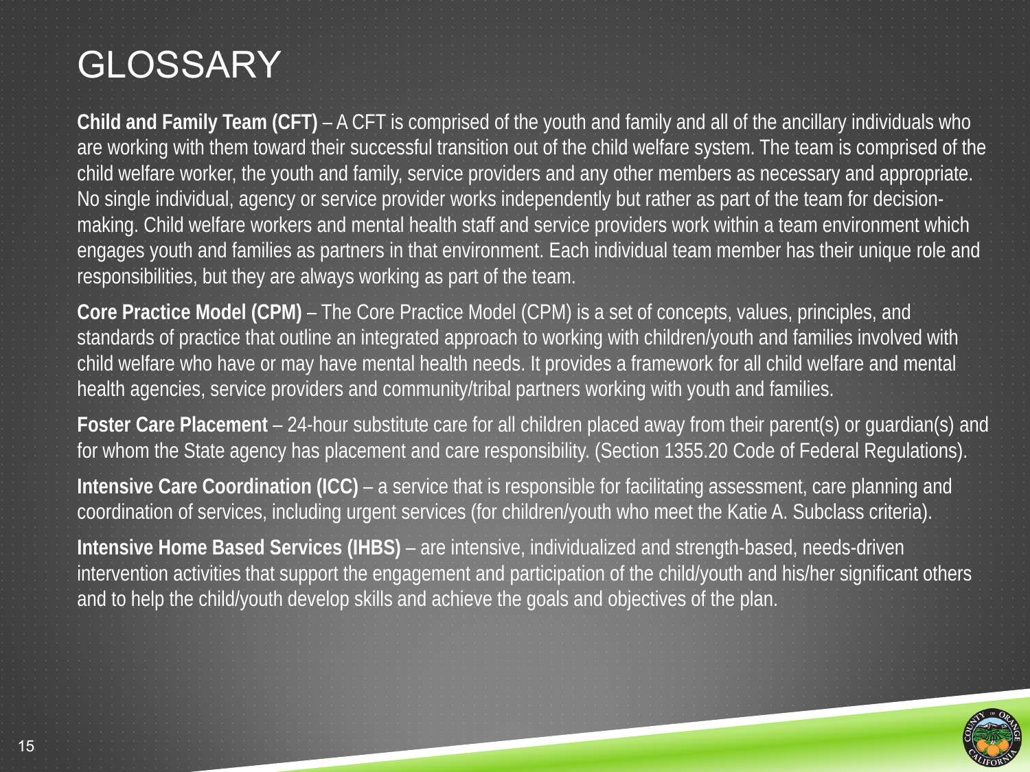# GLOSSARY

**Child and Family Team (CFT)** – A CFT is comprised of the youth and family and all of the ancillary individuals who are working with them toward their successful transition out of the child welfare system. The team is comprised of the child welfare worker, the youth and family, service providers and any other members as necessary and appropriate. No single individual, agency or service provider works independently but rather as part of the team for decision-making. Child welfare workers and mental health staff and service providers work within a team environment which engages youth and families as partners in that environment. Each individual team member has their unique role and responsibilities, but they are always working as part of the team.

**Core Practice Model (CPM)** – The Core Practice Model (CPM) is a set of concepts, values, principles, and standards of practice that outline an integrated approach to working with children/youth and families involved with child welfare who have or may have mental health needs. It provides a framework for all child welfare and mental health agencies, service providers and community/tribal partners working with youth and families.

**Foster Care Placement** – 24-hour substitute care for all children placed away from their parent(s) or guardian(s) and for whom the State agency has placement and care responsibility. (Section 1355.20 Code of Federal Regulations).

**Intensive Care Coordination (ICC)** – a service that is responsible for facilitating assessment, care planning and coordination of services, including urgent services (for children/youth who meet the Katie A. Subclass criteria).

**Intensive Home Based Services (IHBS)** – are intensive, individualized and strength-based, needs-driven intervention activities that support the engagement and participation of the child/youth and his/her significant others and to help the child/youth develop skills and achieve the goals and objectives of the plan.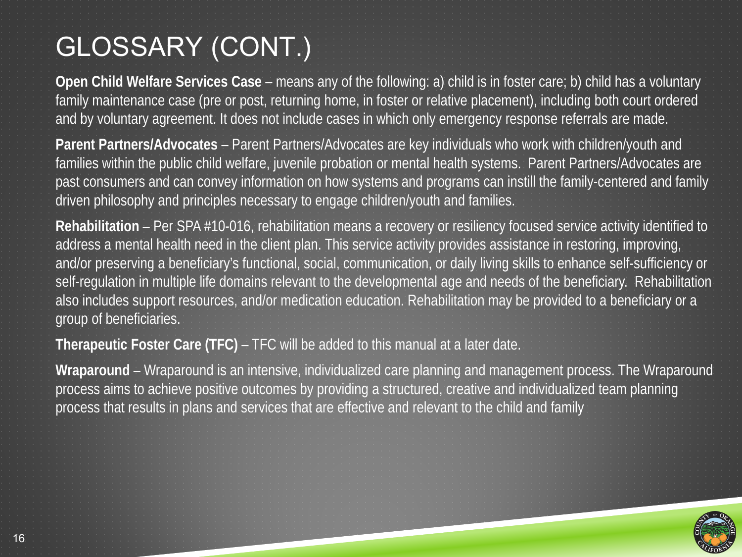# GLOSSARY (CONT.)

**Open Child Welfare Services Case** – means any of the following: a) child is in foster care; b) child has a voluntary family maintenance case (pre or post, returning home, in foster or relative placement), including both court ordered and by voluntary agreement. It does not include cases in which only emergency response referrals are made.

**Parent Partners/Advocates** – Parent Partners/Advocates are key individuals who work with children/youth and families within the public child welfare, juvenile probation or mental health systems. Parent Partners/Advocates are past consumers and can convey information on how systems and programs can instill the family-centered and family driven philosophy and principles necessary to engage children/youth and families.

**Rehabilitation** – Per SPA #10-016, rehabilitation means a recovery or resiliency focused service activity identified to address a mental health need in the client plan. This service activity provides assistance in restoring, improving, and/or preserving a beneficiary's functional, social, communication, or daily living skills to enhance self-sufficiency or self-regulation in multiple life domains relevant to the developmental age and needs of the beneficiary. Rehabilitation also includes support resources, and/or medication education. Rehabilitation may be provided to a beneficiary or a group of beneficiaries.

**Therapeutic Foster Care (TFC)** – TFC will be added to this manual at a later date.

**Wraparound** – Wraparound is an intensive, individualized care planning and management process. The Wraparound process aims to achieve positive outcomes by providing a structured, creative and individualized team planning process that results in plans and services that are effective and relevant to the child and family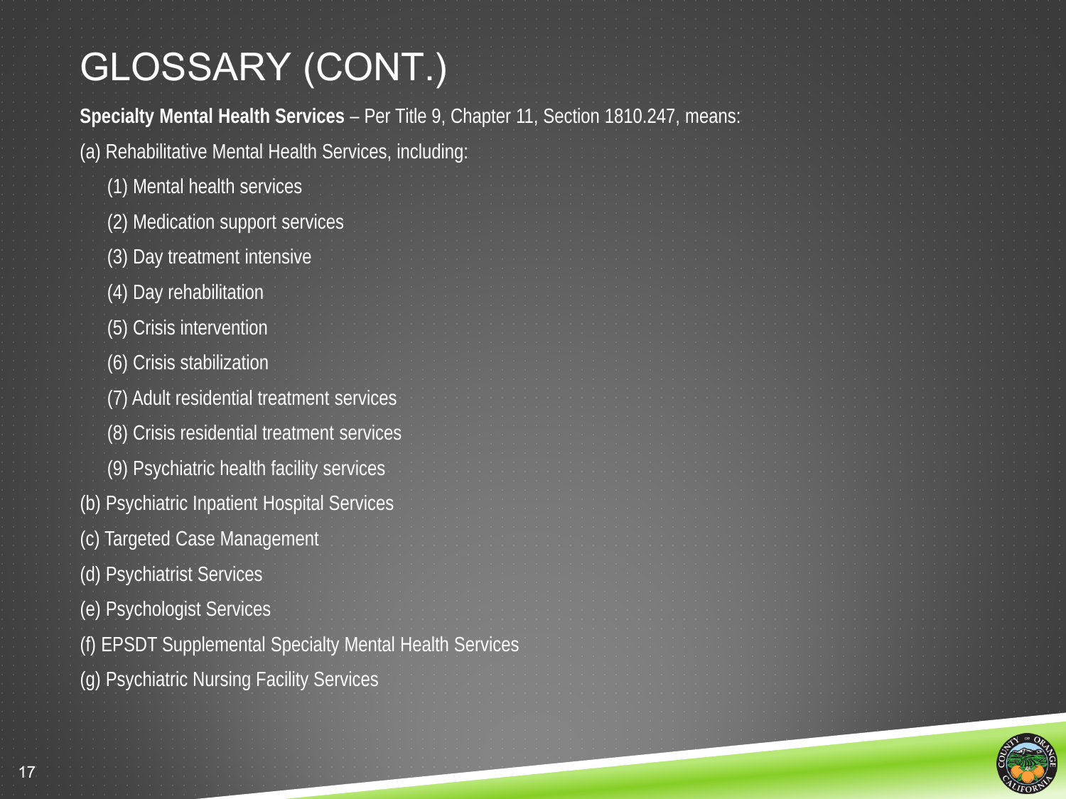# GLOSSARY (CONT.)

**Specialty Mental Health Services** – Per Title 9, Chapter 11, Section 1810.247, means:

(a) Rehabilitative Mental Health Services, including:

- (1) Mental health services
- (2) Medication support services
- (3) Day treatment intensive
- (4) Day rehabilitation
- (5) Crisis intervention
- (6) Crisis stabilization
- (7) Adult residential treatment services
- (8) Crisis residential treatment services
- (9) Psychiatric health facility services

(b) Psychiatric Inpatient Hospital Services

(c) Targeted Case Management

(d) Psychiatrist Services

(e) Psychologist Services

(f) EPSDT Supplemental Specialty Mental Health Services

(g) Psychiatric Nursing Facility Services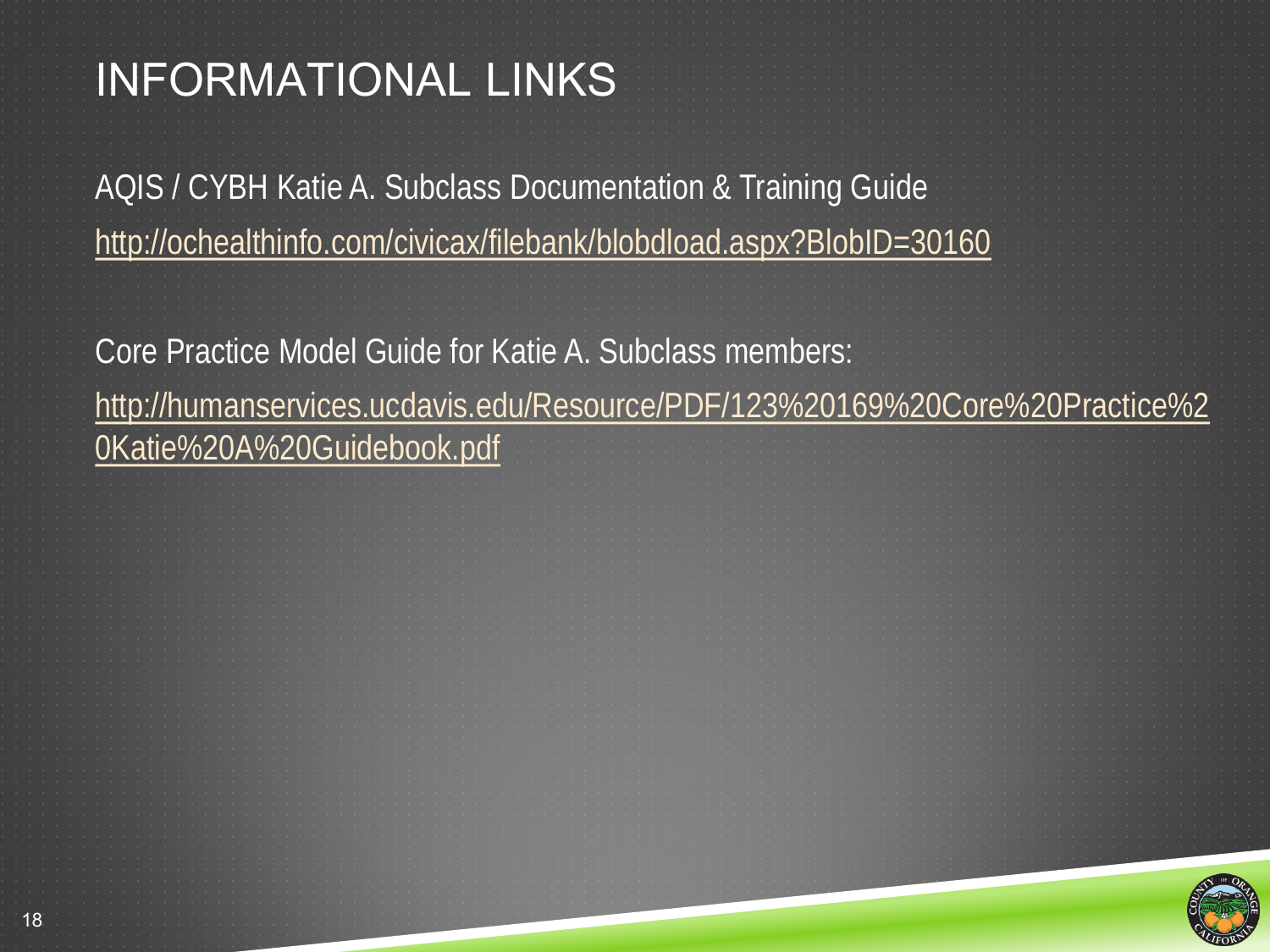# INFORMATIONAL LINKS

AQIS / CYBH Katie A. Subclass Documentation & Training Guide

http://ochealthinfo.com/civicax/filebank/blobdload.aspx?BlobID=30160

Core Practice Model Guide for Katie A. Subclass members:

http://humanservices.ucdavis.edu/Resource/PDF/123%20169%20Core%20Practice%20Katie%20A%20Guidebook.pdf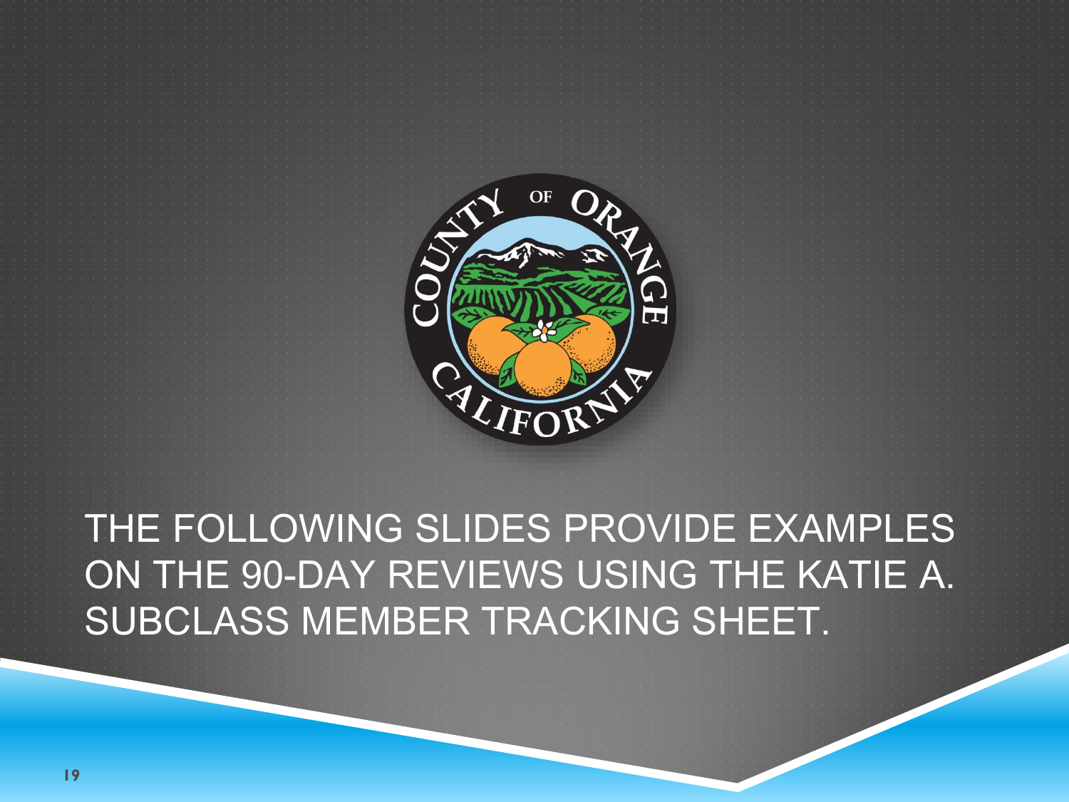# THE FOLLOWING SLIDES PROVIDE EXAMPLES ON THE 90-DAY REVIEWS USING THE KATIE A. SUBCLASS MEMBER TRACKING SHEET.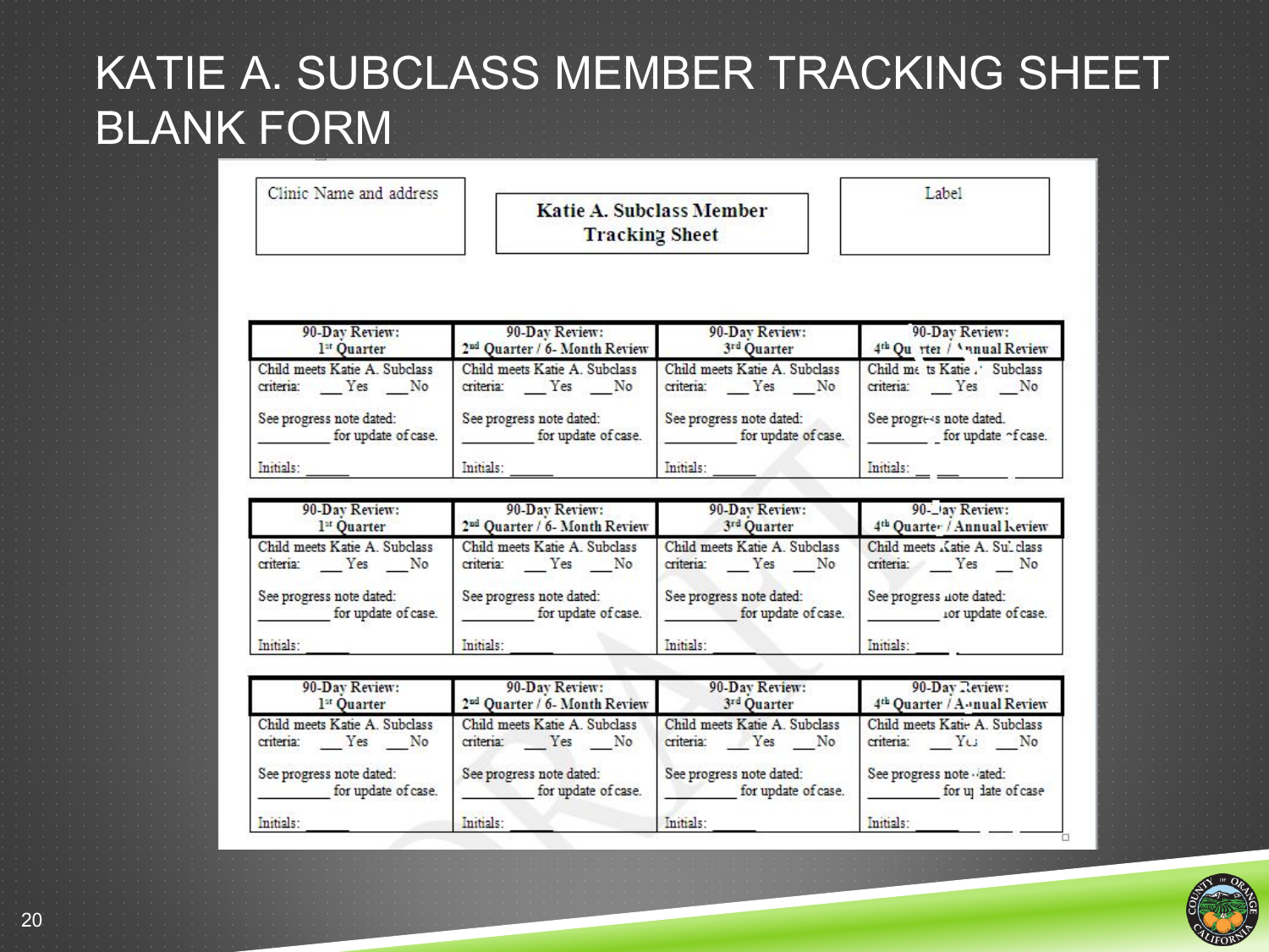# KATIE A. SUBCLASS MEMBER TRACKING SHEET BLANK FORM

| Clinic Name and address | **Katie A. Subclass Member Tracking Sheet** | Label |
|---|---|---|

| 90-Day Review: 1st Quarter | 90-Day Review: 2nd Quarter / 6- Month Review | 90-Day Review: 3rd Quarter | 90-Day Review: 4th Quarter / Annual Review |
|---|---|---|---|
| Child meets Katie A. Subclass criteria: ___ Yes ___ No | Child meets Katie A. Subclass criteria: ___ Yes ___ No | Child meets Katie A. Subclass criteria: ___ Yes ___ No | Child meets Katie A. Subclass criteria: ___ Yes ___ No |
| See progress note dated: ________ for update of case. | See progress note dated: ________ for update of case. | See progress note dated: ________ for update of case. | See progress note dated: ________ for update of case. |
| Initials: ______ | Initials: ______ | Initials: ______ | Initials: ______ |

| 90-Day Review: 1st Quarter | 90-Day Review: 2nd Quarter / 6- Month Review | 90-Day Review: 3rd Quarter | 90-Day Review: 4th Quarter / Annual Review |
|---|---|---|---|
| Child meets Katie A. Subclass criteria: ___ Yes ___ No | Child meets Katie A. Subclass criteria: ___ Yes ___ No | Child meets Katie A. Subclass criteria: ___ Yes ___ No | Child meets Katie A. Subclass criteria: ___ Yes ___ No |
| See progress note dated: ________ for update of case. | See progress note dated: ________ for update of case. | See progress note dated: ________ for update of case. | See progress note dated: ________ for update of case. |
| Initials: ______ | Initials: ______ | Initials: ______ | Initials: ______ |

| 90-Day Review: 1st Quarter | 90-Day Review: 2nd Quarter / 6- Month Review | 90-Day Review: 3rd Quarter | 90-Day Review: 4th Quarter / Annual Review |
|---|---|---|---|
| Child meets Katie A. Subclass criteria: ___ Yes ___ No | Child meets Katie A. Subclass criteria: ___ Yes ___ No | Child meets Katie A. Subclass criteria: ___ Yes ___ No | Child meets Katie A. Subclass criteria: ___ Yes ___ No |
| See progress note dated: ________ for update of case. | See progress note dated: ________ for update of case. | See progress note dated: ________ for update of case. | See progress note dated: ________ for update of case |
| Initials: ______ | Initials: ______ | Initials: ______ | Initials: ______ |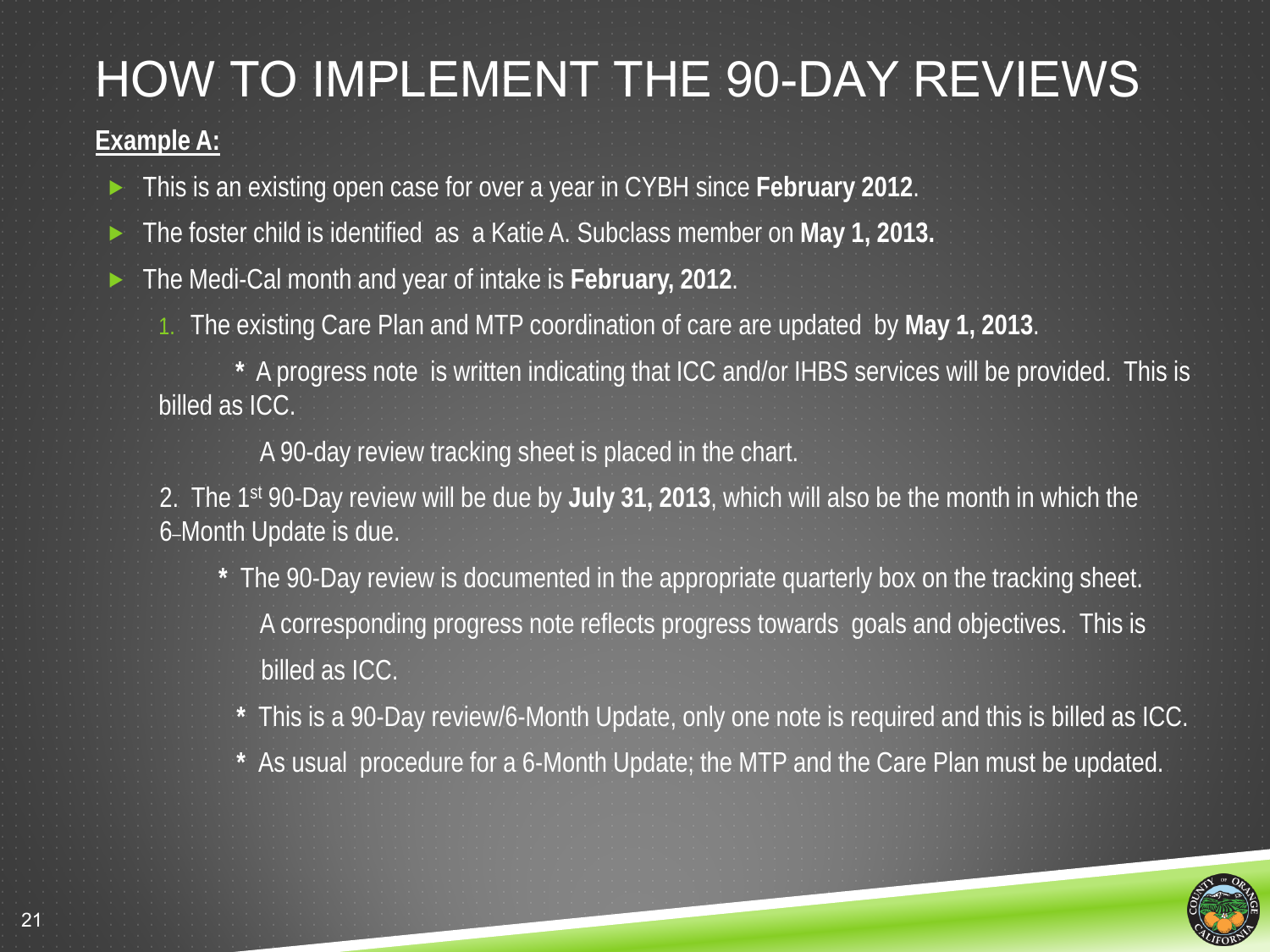# HOW TO IMPLEMENT THE 90-DAY REVIEWS

**Example A:**

- This is an existing open case for over a year in CYBH since **February 2012**.
- The foster child is identified as a Katie A. Subclass member on **May 1, 2013.**
- The Medi-Cal month and year of intake is **February, 2012**.

1. The existing Care Plan and MTP coordination of care are updated by **May 1, 2013**.

   **\*** A progress note is written indicating that ICC and/or IHBS services will be provided. This is billed as ICC.

   A 90-day review tracking sheet is placed in the chart.

2. The 1st 90-Day review will be due by **July 31, 2013**, which will also be the month in which the 6-Month Update is due.

   **\*** The 90-Day review is documented in the appropriate quarterly box on the tracking sheet. A corresponding progress note reflects progress towards goals and objectives. This is billed as ICC.

   **\*** This is a 90-Day review/6-Month Update, only one note is required and this is billed as ICC.

   **\*** As usual procedure for a 6-Month Update; the MTP and the Care Plan must be updated.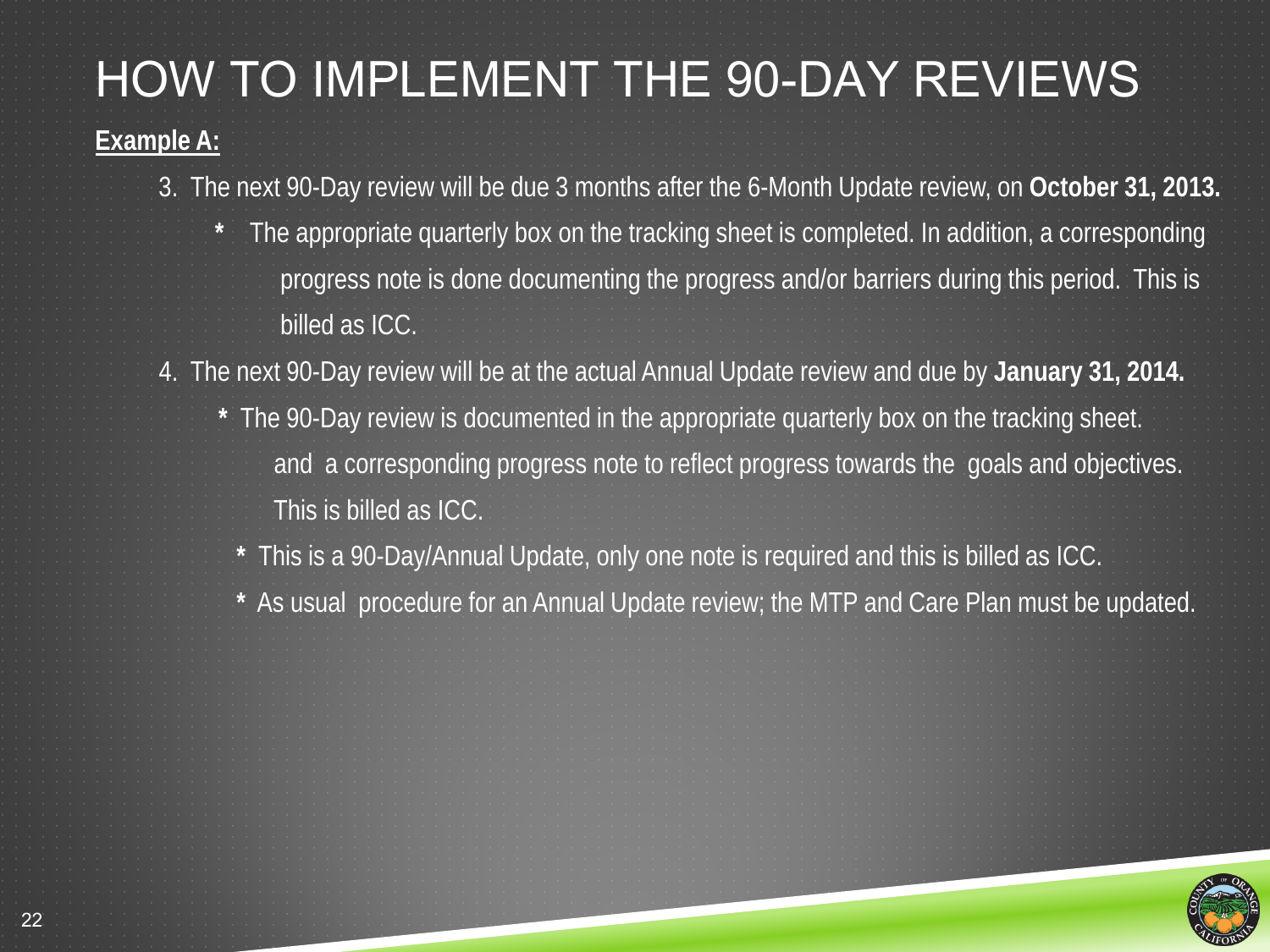# HOW TO IMPLEMENT THE 90-DAY REVIEWS

**Example A:**

3. The next 90-Day review will be due 3 months after the 6-Month Update review, on **October 31, 2013.**
   - The appropriate quarterly box on the tracking sheet is completed. In addition, a corresponding progress note is done documenting the progress and/or barriers during this period. This is billed as ICC.

4. The next 90-Day review will be at the actual Annual Update review and due by **January 31, 2014.**
   - The 90-Day review is documented in the appropriate quarterly box on the tracking sheet. and a corresponding progress note to reflect progress towards the goals and objectives. This is billed as ICC.
   - This is a 90-Day/Annual Update, only one note is required and this is billed as ICC.
   - As usual procedure for an Annual Update review; the MTP and Care Plan must be updated.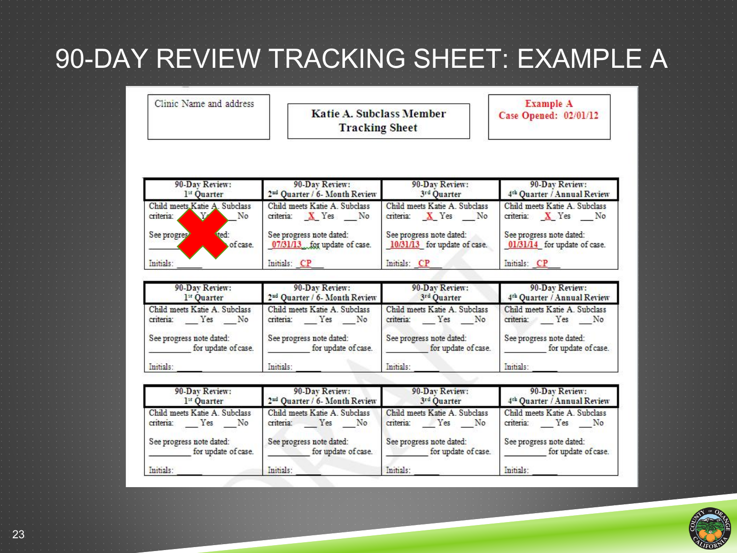# 90-DAY REVIEW TRACKING SHEET: EXAMPLE A

| Clinic Name and address | Katie A. Subclass Member Tracking Sheet | Example A Case Opened: 02/01/12 |
|---|---|---|

| 90-Day Review: 1st Quarter | 90-Day Review: 2nd Quarter / 6- Month Review | 90-Day Review: 3rd Quarter | 90-Day Review: 4th Quarter / Annual Review |
|---|---|---|---|
| Child meets Katie A. Subclass criteria: ___ Yes ___ No | Child meets Katie A. Subclass criteria: _X_ Yes ___ No | Child meets Katie A. Subclass criteria: _X_ Yes ___ No | Child meets Katie A. Subclass criteria: _X_ Yes ___ No |
| See progress note dated: ________ for update of case. | See progress note dated: _07/31/13_ for update of case. | See progress note dated: _10/31/13_ for update of case. | See progress note dated: _01/31/14_ for update of case. |
| Initials: ______ | Initials: _CP_ | Initials: _CP_ | Initials: _CP_ |

| 90-Day Review: 1st Quarter | 90-Day Review: 2nd Quarter / 6- Month Review | 90-Day Review: 3rd Quarter | 90-Day Review: 4th Quarter / Annual Review |
|---|---|---|---|
| Child meets Katie A. Subclass criteria: ___ Yes ___ No | Child meets Katie A. Subclass criteria: ___ Yes ___ No | Child meets Katie A. Subclass criteria: ___ Yes ___ No | Child meets Katie A. Subclass criteria: ___ Yes ___ No |
| See progress note dated: ________ for update of case. | See progress note dated: ________ for update of case. | See progress note dated: ________ for update of case. | See progress note dated: ________ for update of case. |
| Initials: ______ | Initials: ______ | Initials: ______ | Initials: ______ |

| 90-Day Review: 1st Quarter | 90-Day Review: 2nd Quarter / 6- Month Review | 90-Day Review: 3rd Quarter | 90-Day Review: 4th Quarter / Annual Review |
|---|---|---|---|
| Child meets Katie A. Subclass criteria: ___ Yes ___ No | Child meets Katie A. Subclass criteria: ___ Yes ___ No | Child meets Katie A. Subclass criteria: ___ Yes ___ No | Child meets Katie A. Subclass criteria: ___ Yes ___ No |
| See progress note dated: ________ for update of case. | See progress note dated: ________ for update of case. | See progress note dated: ________ for update of case. | See progress note dated: ________ for update of case. |
| Initials: ______ | Initials: ______ | Initials: ______ | Initials: ______ |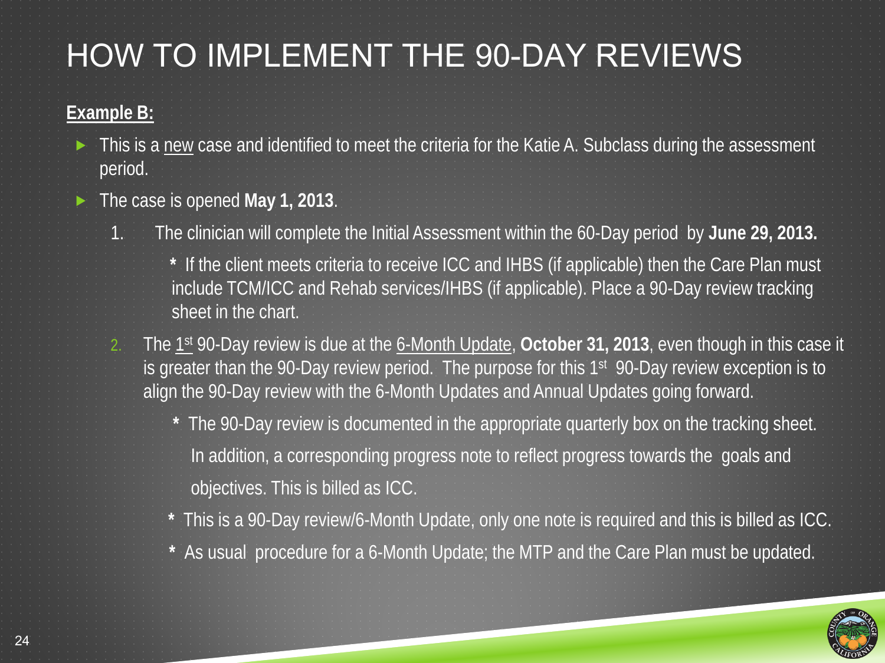# HOW TO IMPLEMENT THE 90-DAY REVIEWS

**Example B:**

- This is a new case and identified to meet the criteria for the Katie A. Subclass during the assessment period.
- The case is opened **May 1, 2013**.

1. The clinician will complete the Initial Assessment within the 60-Day period by **June 29, 2013.**

   * If the client meets criteria to receive ICC and IHBS (if applicable) then the Care Plan must include TCM/ICC and Rehab services/IHBS (if applicable). Place a 90-Day review tracking sheet in the chart.

2. The 1st 90-Day review is due at the 6-Month Update, **October 31, 2013**, even though in this case it is greater than the 90-Day review period. The purpose for this 1st 90-Day review exception is to align the 90-Day review with the 6-Month Updates and Annual Updates going forward.

   * The 90-Day review is documented in the appropriate quarterly box on the tracking sheet. In addition, a corresponding progress note to reflect progress towards the goals and objectives. This is billed as ICC.

   * This is a 90-Day review/6-Month Update, only one note is required and this is billed as ICC.

   * As usual procedure for a 6-Month Update; the MTP and the Care Plan must be updated.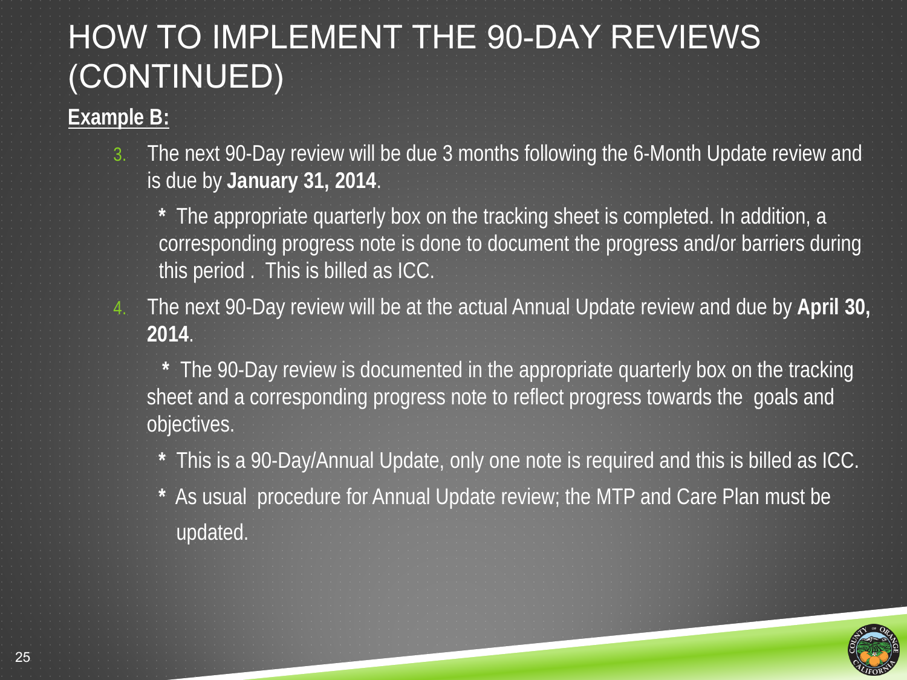# HOW TO IMPLEMENT THE 90-DAY REVIEWS (CONTINUED)

**Example B:**

3. The next 90-Day review will be due 3 months following the 6-Month Update review and is due by **January 31, 2014**.

   * The appropriate quarterly box on the tracking sheet is completed. In addition, a corresponding progress note is done to document the progress and/or barriers during this period . This is billed as ICC.

4. The next 90-Day review will be at the actual Annual Update review and due by **April 30, 2014**.

   * The 90-Day review is documented in the appropriate quarterly box on the tracking sheet and a corresponding progress note to reflect progress towards the goals and objectives.

   * This is a 90-Day/Annual Update, only one note is required and this is billed as ICC.

   * As usual procedure for Annual Update review; the MTP and Care Plan must be updated.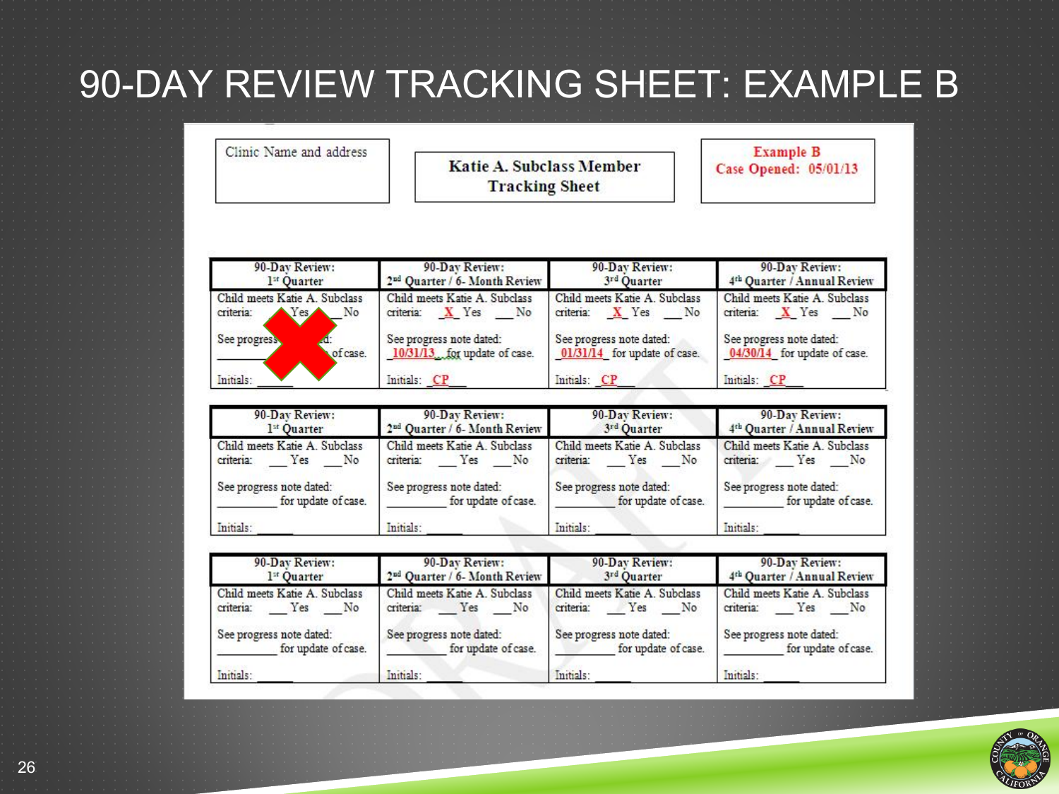# 90-DAY REVIEW TRACKING SHEET: EXAMPLE B

Clinic Name and address

**Katie A. Subclass Member Tracking Sheet**

Example B
Case Opened: 05/01/13

| 90-Day Review: 1st Quarter | 90-Day Review: 2nd Quarter / 6- Month Review | 90-Day Review: 3rd Quarter | 90-Day Review: 4th Quarter / Annual Review |
|---|---|---|---|
| Child meets Katie A. Subclass criteria: ___ Yes ___ No | Child meets Katie A. Subclass criteria: _X_ Yes ___ No | Child meets Katie A. Subclass criteria: _X_ Yes ___ No | Child meets Katie A. Subclass criteria: _X_ Yes ___ No |
| See progress note dated: ________ for update of case. | See progress note dated: _10/31/13_ for update of case. | See progress note dated: _01/31/14_ for update of case. | See progress note dated: _04/30/14_ for update of case. |
| Initials: ______ | Initials: _CP_ | Initials: _CP_ | Initials: _CP_ |

| 90-Day Review: 1st Quarter | 90-Day Review: 2nd Quarter / 6- Month Review | 90-Day Review: 3rd Quarter | 90-Day Review: 4th Quarter / Annual Review |
|---|---|---|---|
| Child meets Katie A. Subclass criteria: ___ Yes ___ No | Child meets Katie A. Subclass criteria: ___ Yes ___ No | Child meets Katie A. Subclass criteria: ___ Yes ___ No | Child meets Katie A. Subclass criteria: ___ Yes ___ No |
| See progress note dated: ________ for update of case. | See progress note dated: ________ for update of case. | See progress note dated: ________ for update of case. | See progress note dated: ________ for update of case. |
| Initials: ______ | Initials: ______ | Initials: ______ | Initials: ______ |

| 90-Day Review: 1st Quarter | 90-Day Review: 2nd Quarter / 6- Month Review | 90-Day Review: 3rd Quarter | 90-Day Review: 4th Quarter / Annual Review |
|---|---|---|---|
| Child meets Katie A. Subclass criteria: ___ Yes ___ No | Child meets Katie A. Subclass criteria: ___ Yes ___ No | Child meets Katie A. Subclass criteria: ___ Yes ___ No | Child meets Katie A. Subclass criteria: ___ Yes ___ No |
| See progress note dated: ________ for update of case. | See progress note dated: ________ for update of case. | See progress note dated: ________ for update of case. | See progress note dated: ________ for update of case. |
| Initials: ______ | Initials: ______ | Initials: ______ | Initials: ______ |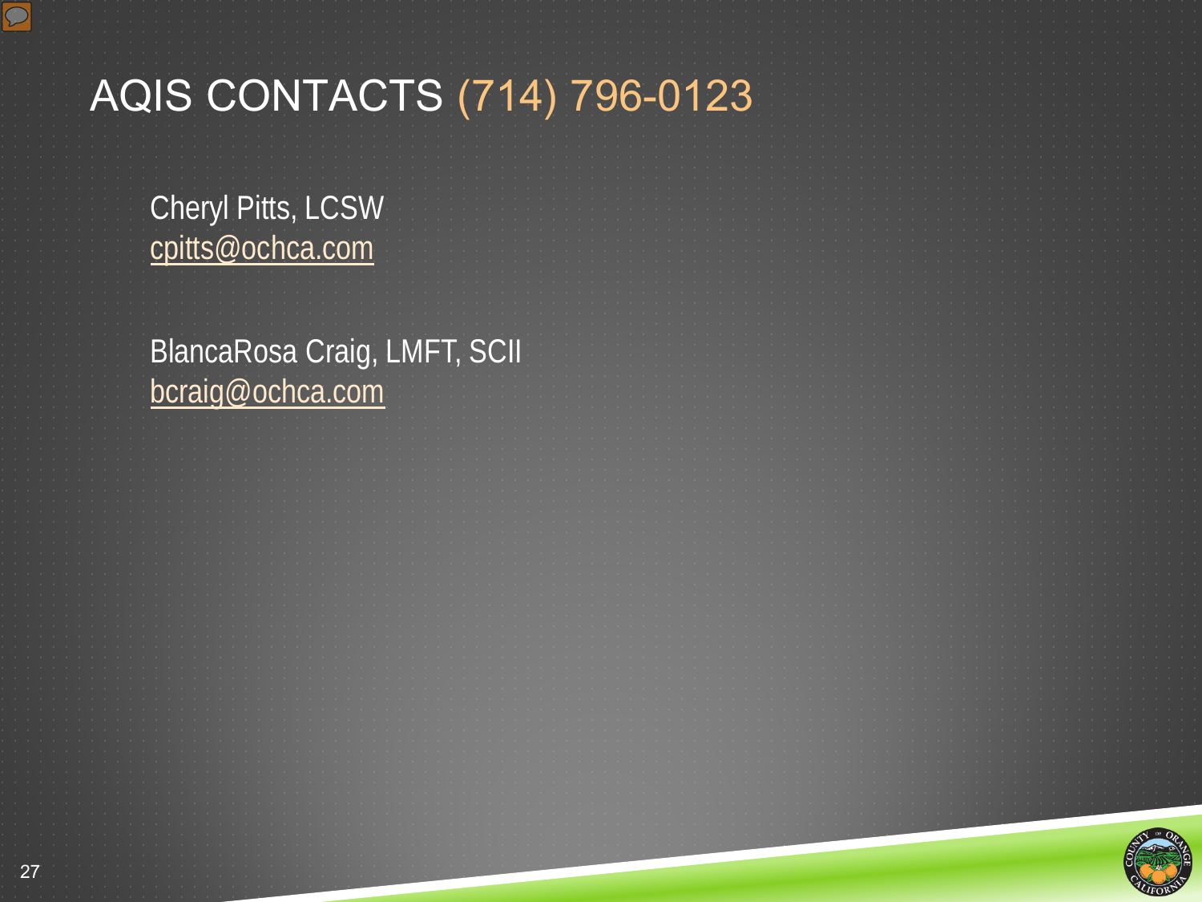# AQIS CONTACTS (714) 796-0123

Cheryl Pitts, LCSW
cpitts@ochca.com

BlancaRosa Craig, LMFT, SCII
bcraig@ochca.com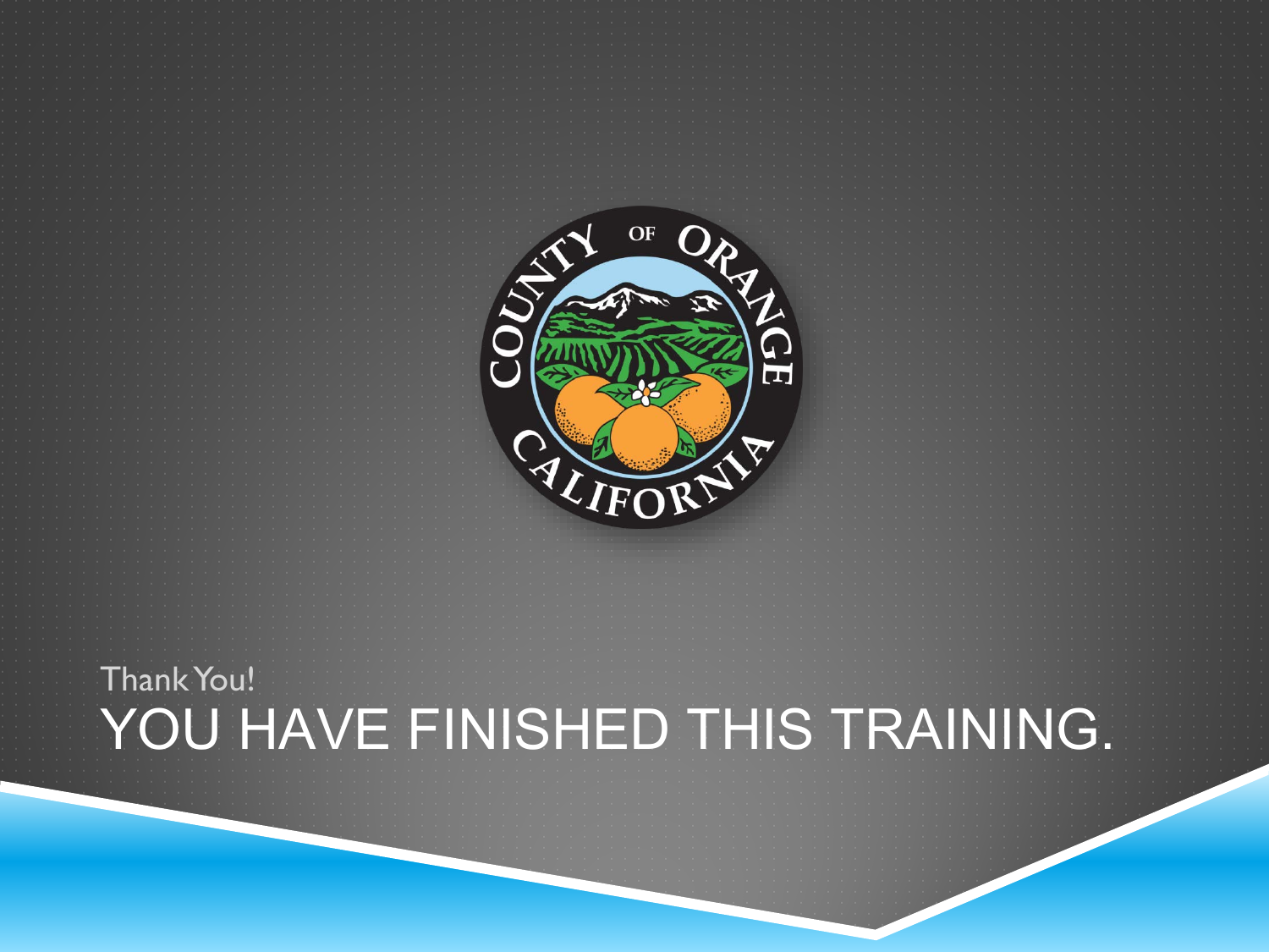Thank You!

# YOU HAVE FINISHED THIS TRAINING.